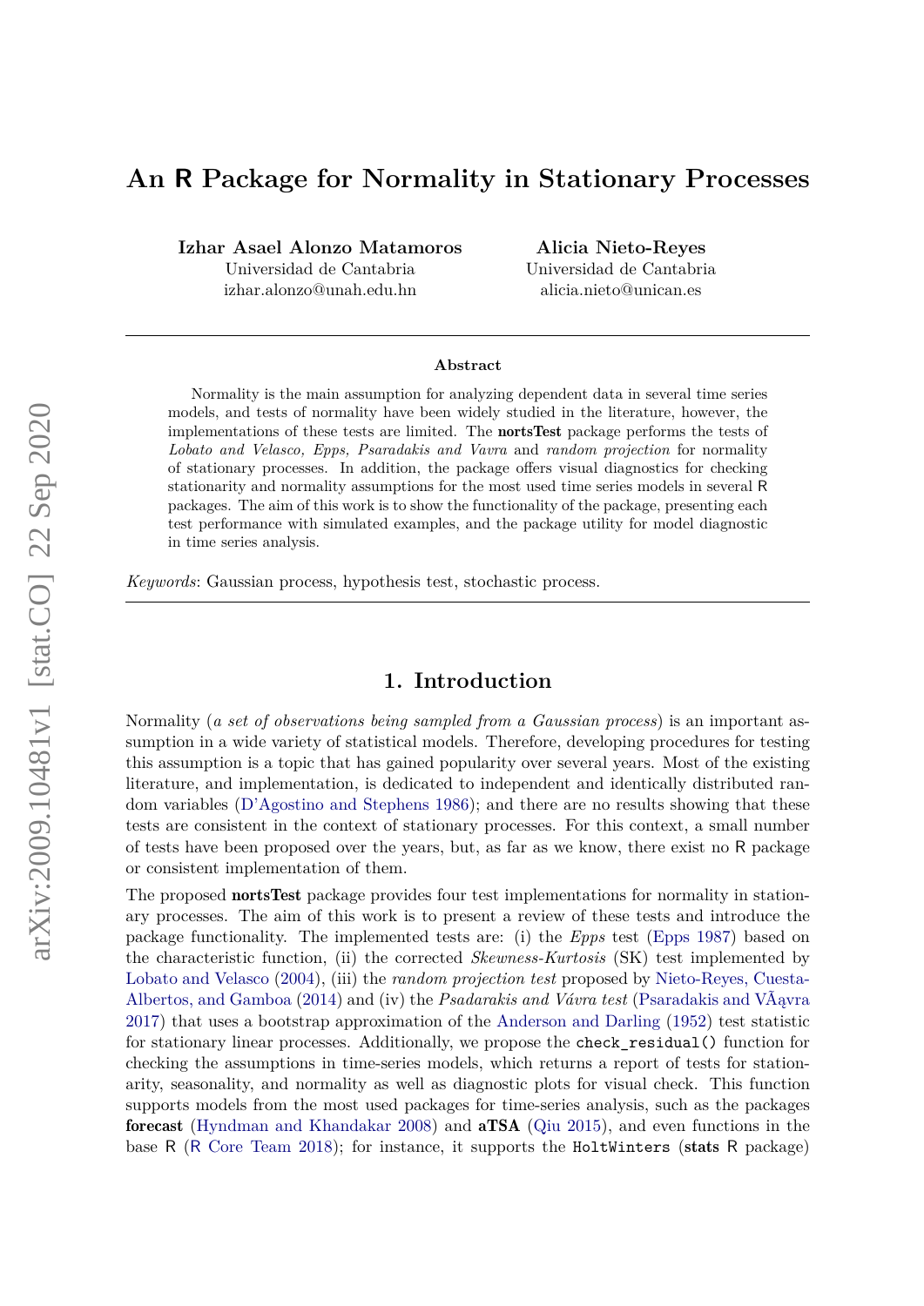# An R Package for Normality in Stationary Processes

**Izhar Asael Alonzo Matamoros**
Universidad de Cantabria
izhar.alonzo@unah.edu.hn

**Alicia Nieto-Reyes**
Universidad de Cantabria
alicia.nieto@unican.es

### Abstract

Normality is the main assumption for analyzing dependent data in several time series models, and tests of normality have been widely studied in the literature, however, the implementations of these tests are limited. The **nortsTest** package performs the tests of *Lobato and Velasco, Epps, Psaradakis and Vavra* and *random projection* for normality of stationary processes. In addition, the package offers visual diagnostics for checking stationarity and normality assumptions for the most used time series models in several R packages. The aim of this work is to show the functionality of the package, presenting each test performance with simulated examples, and the package utility for model diagnostic in time series analysis.

*Keywords*: Gaussian process, hypothesis test, stochastic process.

## 1. Introduction

Normality (*a set of observations being sampled from a Gaussian process*) is an important assumption in a wide variety of statistical models. Therefore, developing procedures for testing this assumption is a topic that has gained popularity over several years. Most of the existing literature, and implementation, is dedicated to independent and identically distributed random variables (D'Agostino and Stephens 1986); and there are no results showing that these tests are consistent in the context of stationary processes. For this context, a small number of tests have been proposed over the years, but, as far as we know, there exist no R package or consistent implementation of them.

The proposed **nortsTest** package provides four test implementations for normality in stationary processes. The aim of this work is to present a review of these tests and introduce the package functionality. The implemented tests are: (i) the *Epps* test (Epps 1987) based on the characteristic function, (ii) the corrected *Skewness-Kurtosis* (SK) test implemented by Lobato and Velasco (2004), (iii) the *random projection test* proposed by Nieto-Reyes, Cuesta-Albertos, and Gamboa (2014) and (iv) the *Psadarakis and Vávra test* (Psaradakis and VÃąvra 2017) that uses a bootstrap approximation of the Anderson and Darling (1952) test statistic for stationary linear processes. Additionally, we propose the `check_residual()` function for checking the assumptions in time-series models, which returns a report of tests for stationarity, seasonality, and normality as well as diagnostic plots for visual check. This function supports models from the most used packages for time-series analysis, such as the packages **forecast** (Hyndman and Khandakar 2008) and **aTSA** (Qiu 2015), and even functions in the base R (R Core Team 2018); for instance, it supports the `HoltWinters` (**stats** R package)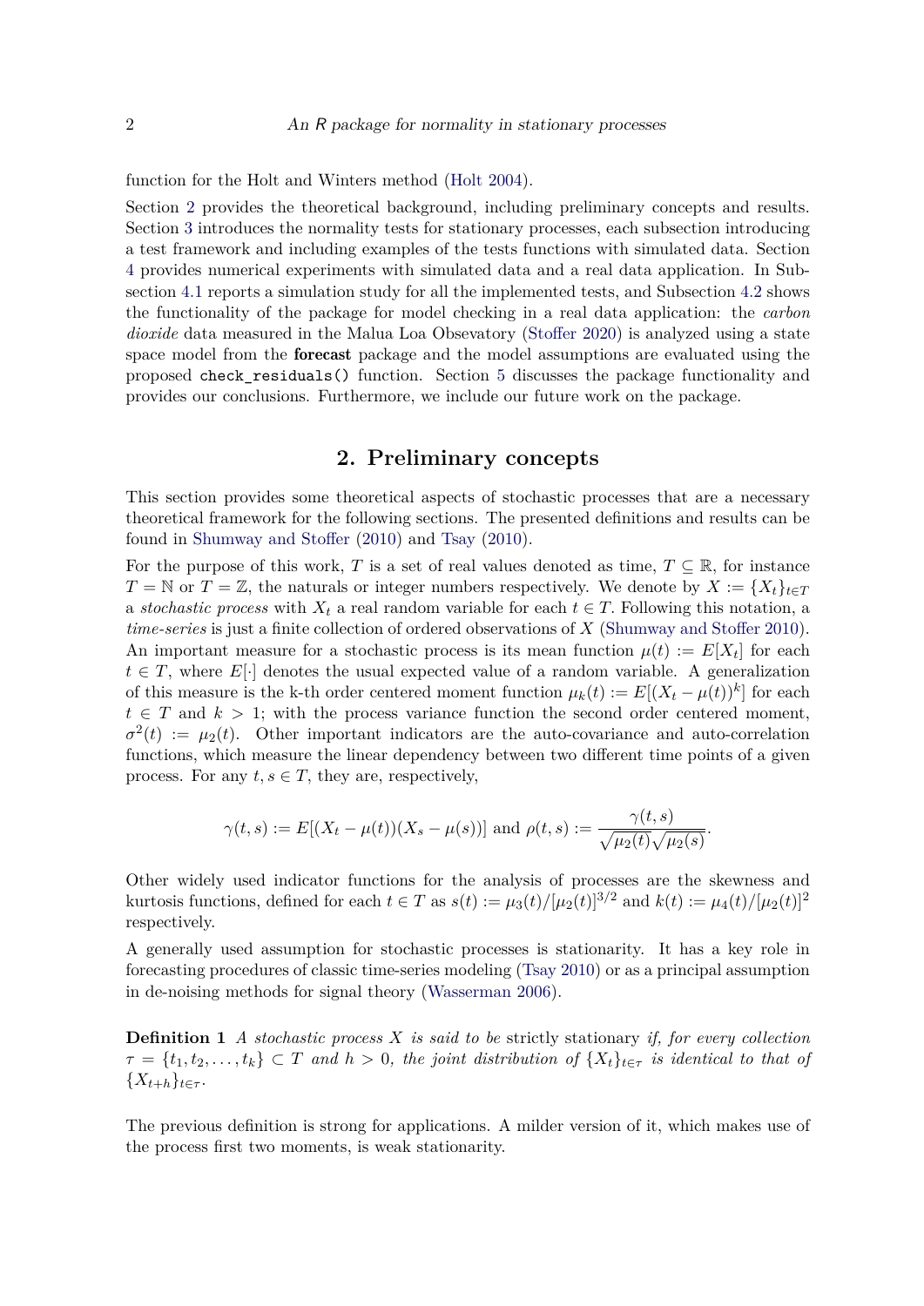function for the Holt and Winters method (Holt 2004).

Section 2 provides the theoretical background, including preliminary concepts and results. Section 3 introduces the normality tests for stationary processes, each subsection introducing a test framework and including examples of the tests functions with simulated data. Section 4 provides numerical experiments with simulated data and a real data application. In Subsection 4.1 reports a simulation study for all the implemented tests, and Subsection 4.2 shows the functionality of the package for model checking in a real data application: the *carbon dioxide* data measured in the Malua Loa Obsevatory (Stoffer 2020) is analyzed using a state space model from the **forecast** package and the model assumptions are evaluated using the proposed `check_residuals()` function. Section 5 discusses the package functionality and provides our conclusions. Furthermore, we include our future work on the package.

## 2. Preliminary concepts

This section provides some theoretical aspects of stochastic processes that are a necessary theoretical framework for the following sections. The presented definitions and results can be found in Shumway and Stoffer (2010) and Tsay (2010).

For the purpose of this work, $T$ is a set of real values denoted as time, $T \subseteq \mathbb{R}$, for instance $T = \mathbb{N}$ or $T = \mathbb{Z}$, the naturals or integer numbers respectively. We denote by $X := \{X_t\}_{t \in T}$ a *stochastic process* with $X_t$ a real random variable for each $t \in T$. Following this notation, a *time-series* is just a finite collection of ordered observations of $X$ (Shumway and Stoffer 2010). An important measure for a stochastic process is its mean function $\mu(t) := E[X_t]$ for each $t \in T$, where $E[\cdot]$ denotes the usual expected value of a random variable. A generalization of this measure is the k-th order centered moment function $\mu_k(t) := E[(X_t - \mu(t))^k]$ for each $t \in T$ and $k > 1$; with the process variance function the second order centered moment, $\sigma^2(t) := \mu_2(t)$. Other important indicators are the auto-covariance and auto-correlation functions, which measure the linear dependency between two different time points of a given process. For any $t, s \in T$, they are, respectively,

$$\gamma(t,s) := E[(X_t - \mu(t))(X_s - \mu(s))] \text{ and } \rho(t,s) := \frac{\gamma(t,s)}{\sqrt{\mu_2(t)}\sqrt{\mu_2(s)}}.$$

Other widely used indicator functions for the analysis of processes are the skewness and kurtosis functions, defined for each $t \in T$ as $s(t) := \mu_3(t)/[\mu_2(t)]^{3/2}$ and $k(t) := \mu_4(t)/[\mu_2(t)]^2$ respectively.

A generally used assumption for stochastic processes is stationarity. It has a key role in forecasting procedures of classic time-series modeling (Tsay 2010) or as a principal assumption in de-noising methods for signal theory (Wasserman 2006).

**Definition 1** *A stochastic process $X$ is said to be* strictly stationary *if, for every collection $\tau = \{t_1, t_2, \ldots, t_k\} \subset T$ and $h > 0$, the joint distribution of $\{X_t\}_{t \in \tau}$ is identical to that of $\{X_{t+h}\}_{t \in \tau}$.*

The previous definition is strong for applications. A milder version of it, which makes use of the process first two moments, is weak stationarity.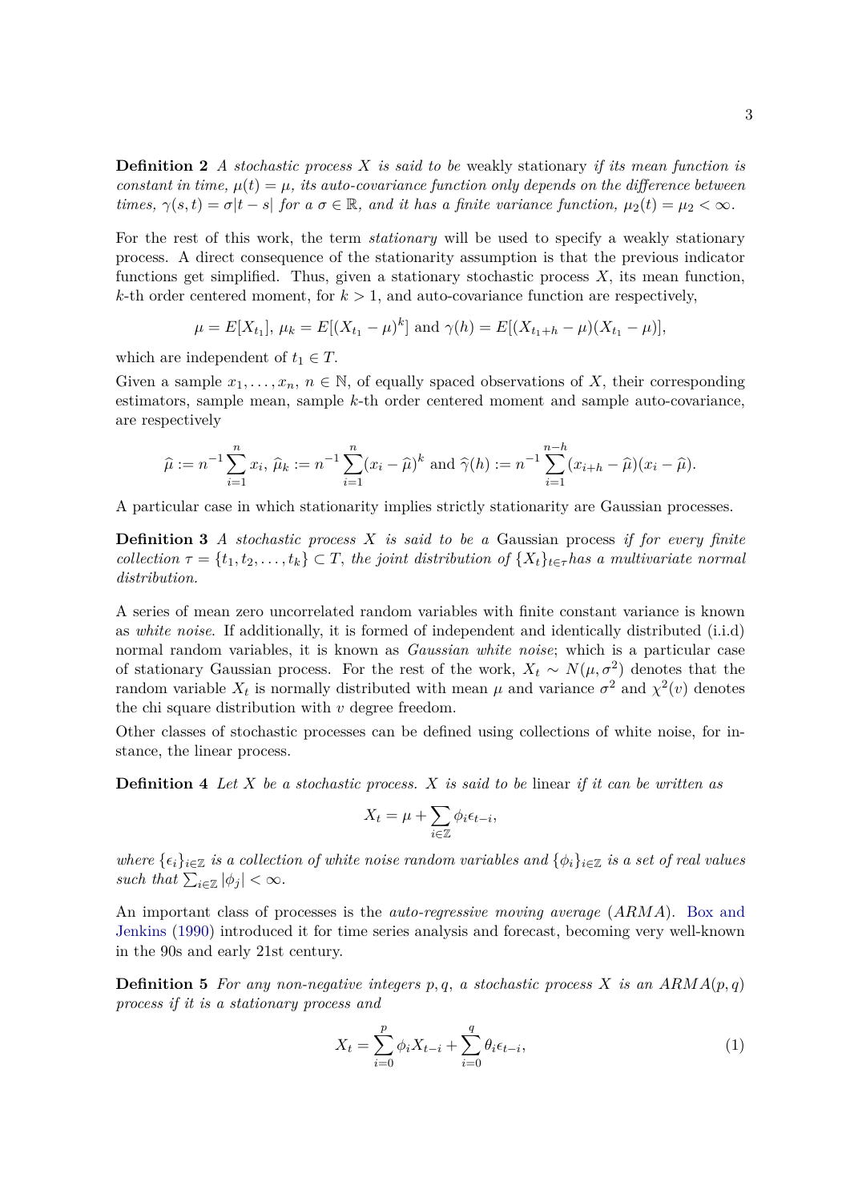**Definition 2** *A stochastic process $X$ is said to be* weakly stationary *if its mean function is constant in time, $\mu(t) = \mu$, its auto-covariance function only depends on the difference between times, $\gamma(s,t) = \sigma|t-s|$ for a $\sigma \in \mathbb{R}$, and it has a finite variance function, $\mu_2(t) = \mu_2 < \infty$.*

For the rest of this work, the term *stationary* will be used to specify a weakly stationary process. A direct consequence of the stationarity assumption is that the previous indicator functions get simplified. Thus, given a stationary stochastic process $X$, its mean function, $k$-th order centered moment, for $k > 1$, and auto-covariance function are respectively,

$$\mu = E[X_{t_1}],\ \mu_k = E[(X_{t_1} - \mu)^k] \text{ and } \gamma(h) = E[(X_{t_1+h} - \mu)(X_{t_1} - \mu)],$$

which are independent of $t_1 \in T$.

Given a sample $x_1, \ldots, x_n$, $n \in \mathbb{N}$, of equally spaced observations of $X$, their corresponding estimators, sample mean, sample $k$-th order centered moment and sample auto-covariance, are respectively

$$\widehat{\mu} := n^{-1} \sum_{i=1}^{n} x_i,\ \widehat{\mu}_k := n^{-1} \sum_{i=1}^{n} (x_i - \widehat{\mu})^k \text{ and } \widehat{\gamma}(h) := n^{-1} \sum_{i=1}^{n-h} (x_{i+h} - \widehat{\mu})(x_i - \widehat{\mu}).$$

A particular case in which stationarity implies strictly stationarity are Gaussian processes.

**Definition 3** *A stochastic process $X$ is said to be a* Gaussian process *if for every finite collection $\tau = \{t_1, t_2, \ldots, t_k\} \subset T$, the joint distribution of $\{X_t\}_{t\in\tau}$ has a multivariate normal distribution.*

A series of mean zero uncorrelated random variables with finite constant variance is known as *white noise*. If additionally, it is formed of independent and identically distributed (i.i.d) normal random variables, it is known as *Gaussian white noise*; which is a particular case of stationary Gaussian process. For the rest of the work, $X_t \sim N(\mu, \sigma^2)$ denotes that the random variable $X_t$ is normally distributed with mean $\mu$ and variance $\sigma^2$ and $\chi^2(v)$ denotes the chi square distribution with $v$ degree freedom.

Other classes of stochastic processes can be defined using collections of white noise, for instance, the linear process.

**Definition 4** *Let $X$ be a stochastic process. $X$ is said to be* linear *if it can be written as*

$$X_t = \mu + \sum_{i\in\mathbb{Z}} \phi_i \epsilon_{t-i},$$

*where $\{\epsilon_i\}_{i\in\mathbb{Z}}$ is a collection of white noise random variables and $\{\phi_i\}_{i\in\mathbb{Z}}$ is a set of real values such that $\sum_{i\in\mathbb{Z}} |\phi_j| < \infty$.*

An important class of processes is the *auto-regressive moving average* (*ARMA*). Box and Jenkins (1990) introduced it for time series analysis and forecast, becoming very well-known in the 90s and early 21st century.

**Definition 5** *For any non-negative integers $p, q$, a stochastic process $X$ is an $ARMA(p,q)$ process if it is a stationary process and*

$$X_t = \sum_{i=0}^{p} \phi_i X_{t-i} + \sum_{i=0}^{q} \theta_i \epsilon_{t-i}, \tag{1}$$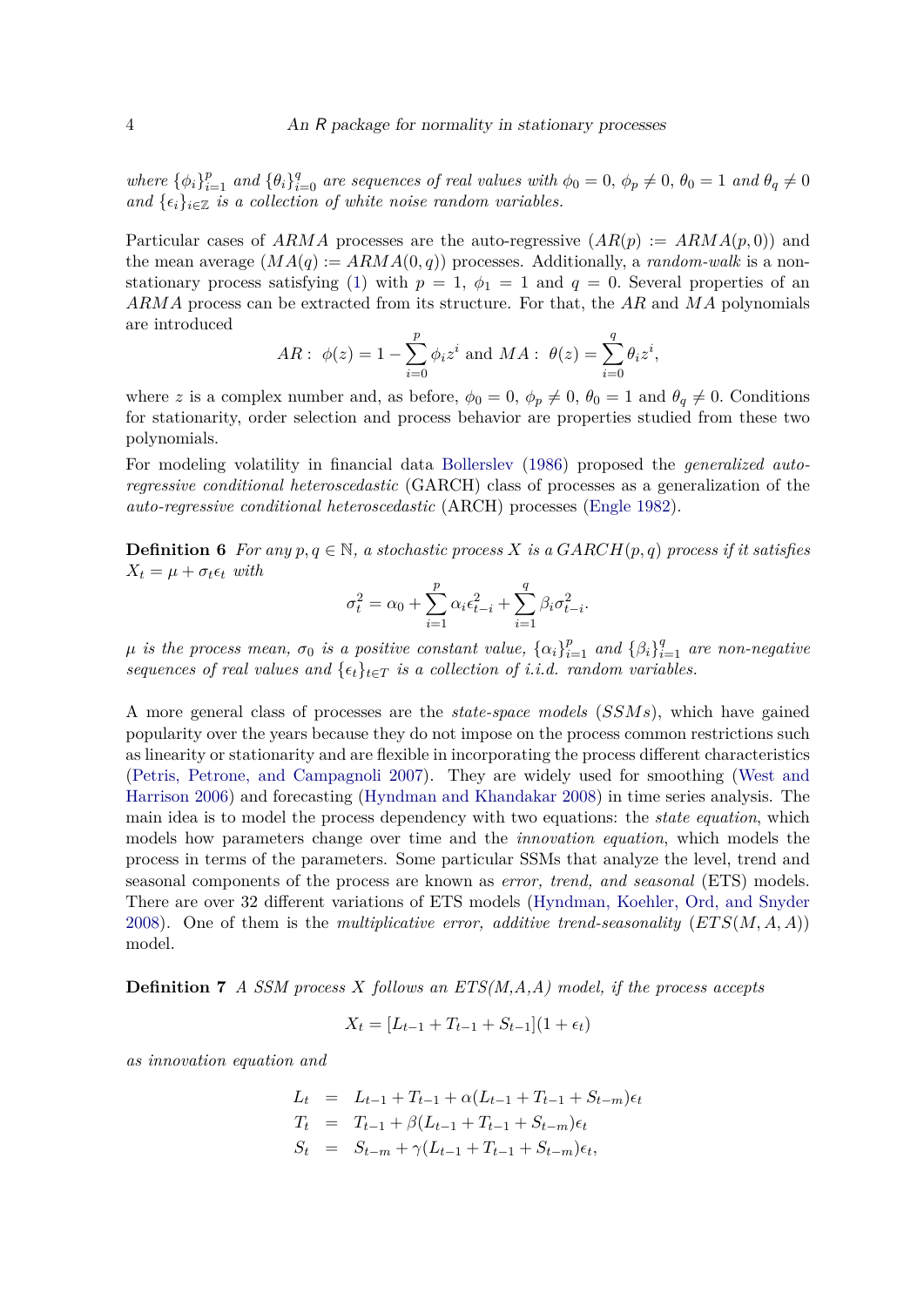*where $\{\phi_i\}_{i=1}^p$ and $\{\theta_i\}_{i=0}^q$ are sequences of real values with $\phi_0 = 0$, $\phi_p \neq 0$, $\theta_0 = 1$ and $\theta_q \neq 0$ and $\{\epsilon_i\}_{i\in\mathbb{Z}}$ is a collection of white noise random variables.*

Particular cases of $ARMA$ processes are the auto-regressive ($AR(p) := ARMA(p,0)$) and the mean average ($MA(q) := ARMA(0,q)$) processes. Additionally, a *random-walk* is a non-stationary process satisfying (1) with $p = 1$, $\phi_1 = 1$ and $q = 0$. Several properties of an $ARMA$ process can be extracted from its structure. For that, the $AR$ and $MA$ polynomials are introduced

$$AR: \ \phi(z) = 1 - \sum_{i=0}^{p} \phi_i z^i \text{ and } MA: \ \theta(z) = \sum_{i=0}^{q} \theta_i z^i,$$

where $z$ is a complex number and, as before, $\phi_0 = 0$, $\phi_p \neq 0$, $\theta_0 = 1$ and $\theta_q \neq 0$. Conditions for stationarity, order selection and process behavior are properties studied from these two polynomials.

For modeling volatility in financial data Bollerslev (1986) proposed the *generalized auto-regressive conditional heteroscedastic* (GARCH) class of processes as a generalization of the *auto-regressive conditional heteroscedastic* (ARCH) processes (Engle 1982).

**Definition 6** *For any $p, q \in \mathbb{N}$, a stochastic process $X$ is a $GARCH(p,q)$ process if it satisfies $X_t = \mu + \sigma_t \epsilon_t$ with*

$$\sigma_t^2 = \alpha_0 + \sum_{i=1}^{p} \alpha_i \epsilon_{t-i}^2 + \sum_{i=1}^{q} \beta_i \sigma_{t-i}^2.$$

*$\mu$ is the process mean, $\sigma_0$ is a positive constant value, $\{\alpha_i\}_{i=1}^p$ and $\{\beta_i\}_{i=1}^q$ are non-negative sequences of real values and $\{\epsilon_t\}_{t\in T}$ is a collection of i.i.d. random variables.*

A more general class of processes are the *state-space models* (*SSMs*), which have gained popularity over the years because they do not impose on the process common restrictions such as linearity or stationarity and are flexible in incorporating the process different characteristics (Petris, Petrone, and Campagnoli 2007). They are widely used for smoothing (West and Harrison 2006) and forecasting (Hyndman and Khandakar 2008) in time series analysis. The main idea is to model the process dependency with two equations: the *state equation*, which models how parameters change over time and the *innovation equation*, which models the process in terms of the parameters. Some particular SSMs that analyze the level, trend and seasonal components of the process are known as *error, trend, and seasonal* (ETS) models. There are over 32 different variations of ETS models (Hyndman, Koehler, Ord, and Snyder 2008). One of them is the *multiplicative error, additive trend-seasonality* ($ETS(M,A,A)$) model.

**Definition 7** *A SSM process $X$ follows an ETS(M,A,A) model, if the process accepts*

$$X_t = [L_{t-1} + T_{t-1} + S_{t-1}](1 + \epsilon_t)$$

*as innovation equation and*

$$\begin{aligned}
L_t &= L_{t-1} + T_{t-1} + \alpha(L_{t-1} + T_{t-1} + S_{t-m})\epsilon_t \\
T_t &= T_{t-1} + \beta(L_{t-1} + T_{t-1} + S_{t-m})\epsilon_t \\
S_t &= S_{t-m} + \gamma(L_{t-1} + T_{t-1} + S_{t-m})\epsilon_t,
\end{aligned}$$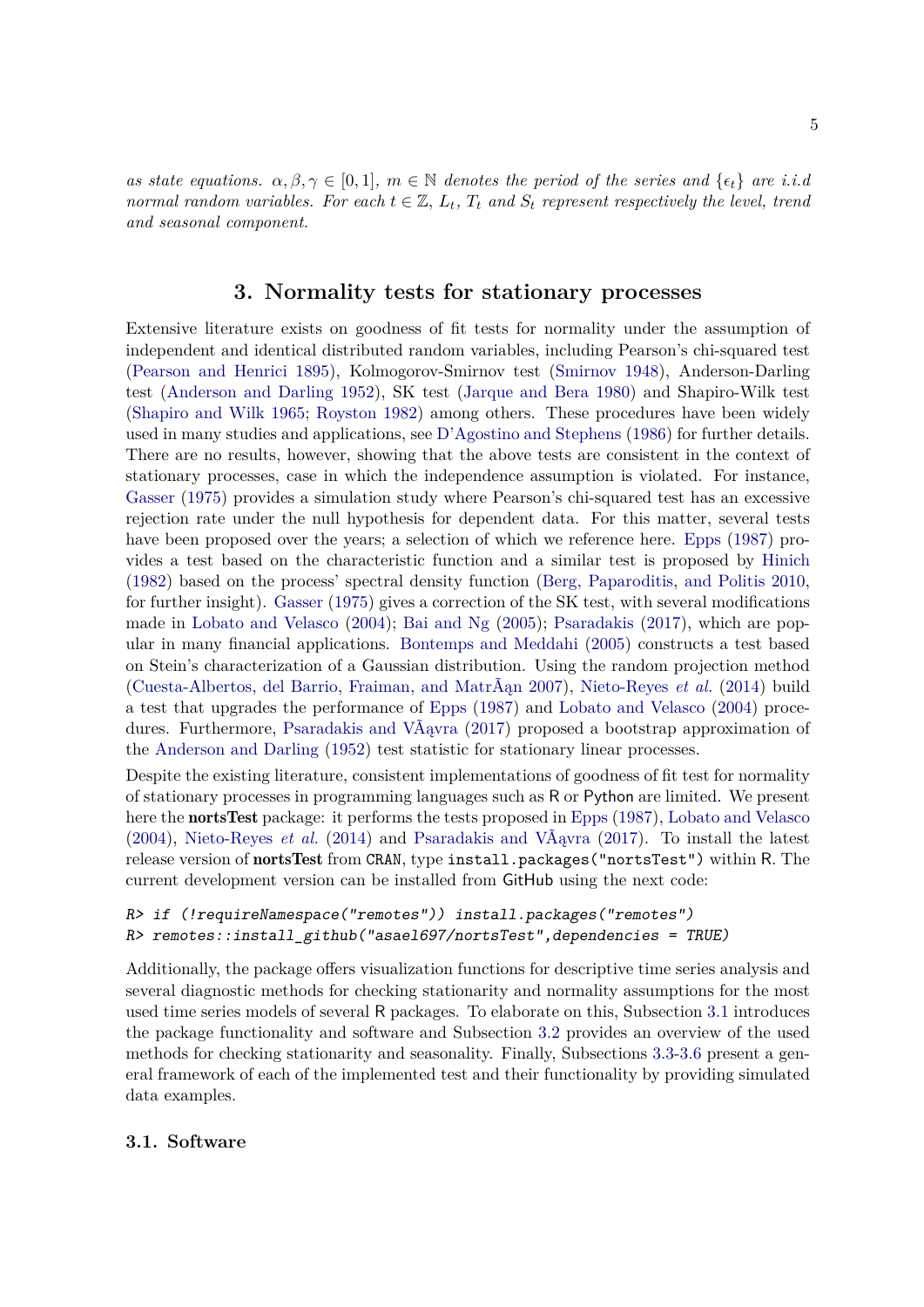*as state equations.* $\alpha, \beta, \gamma \in [0, 1]$*,* $m \in \mathbb{N}$ *denotes the period of the series and* $\{\epsilon_t\}$ *are i.i.d normal random variables. For each* $t \in \mathbb{Z}$*,* $L_t$*,* $T_t$ *and* $S_t$ *represent respectively the level, trend and seasonal component.*

## 3. Normality tests for stationary processes

Extensive literature exists on goodness of fit tests for normality under the assumption of independent and identical distributed random variables, including Pearson's chi-squared test (Pearson and Henrici 1895), Kolmogorov-Smirnov test (Smirnov 1948), Anderson-Darling test (Anderson and Darling 1952), SK test (Jarque and Bera 1980) and Shapiro-Wilk test (Shapiro and Wilk 1965; Royston 1982) among others. These procedures have been widely used in many studies and applications, see D'Agostino and Stephens (1986) for further details. There are no results, however, showing that the above tests are consistent in the context of stationary processes, case in which the independence assumption is violated. For instance, Gasser (1975) provides a simulation study where Pearson's chi-squared test has an excessive rejection rate under the null hypothesis for dependent data. For this matter, several tests have been proposed over the years; a selection of which we reference here. Epps (1987) provides a test based on the characteristic function and a similar test is proposed by Hinich (1982) based on the process' spectral density function (Berg, Paparoditis, and Politis 2010, for further insight). Gasser (1975) gives a correction of the SK test, with several modifications made in Lobato and Velasco (2004); Bai and Ng (2005); Psaradakis (2017), which are popular in many financial applications. Bontemps and Meddahi (2005) constructs a test based on Stein's characterization of a Gaussian distribution. Using the random projection method (Cuesta-Albertos, del Barrio, Fraiman, and MatrÃąn 2007), Nieto-Reyes *et al.* (2014) build a test that upgrades the performance of Epps (1987) and Lobato and Velasco (2004) procedures. Furthermore, Psaradakis and VÃąvra (2017) proposed a bootstrap approximation of the Anderson and Darling (1952) test statistic for stationary linear processes.

Despite the existing literature, consistent implementations of goodness of fit test for normality of stationary processes in programming languages such as R or Python are limited. We present here the **nortsTest** package: it performs the tests proposed in Epps (1987), Lobato and Velasco (2004), Nieto-Reyes *et al.* (2014) and Psaradakis and VÃąvra (2017). To install the latest release version of **nortsTest** from CRAN, type `install.packages("nortsTest")` within R. The current development version can be installed from GitHub using the next code:

```
R> if (!requireNamespace("remotes")) install.packages("remotes")
R> remotes::install_github("asael697/nortsTest",dependencies = TRUE)
```

Additionally, the package offers visualization functions for descriptive time series analysis and several diagnostic methods for checking stationarity and normality assumptions for the most used time series models of several R packages. To elaborate on this, Subsection 3.1 introduces the package functionality and software and Subsection 3.2 provides an overview of the used methods for checking stationarity and seasonality. Finally, Subsections 3.3-3.6 present a general framework of each of the implemented test and their functionality by providing simulated data examples.

### 3.1. Software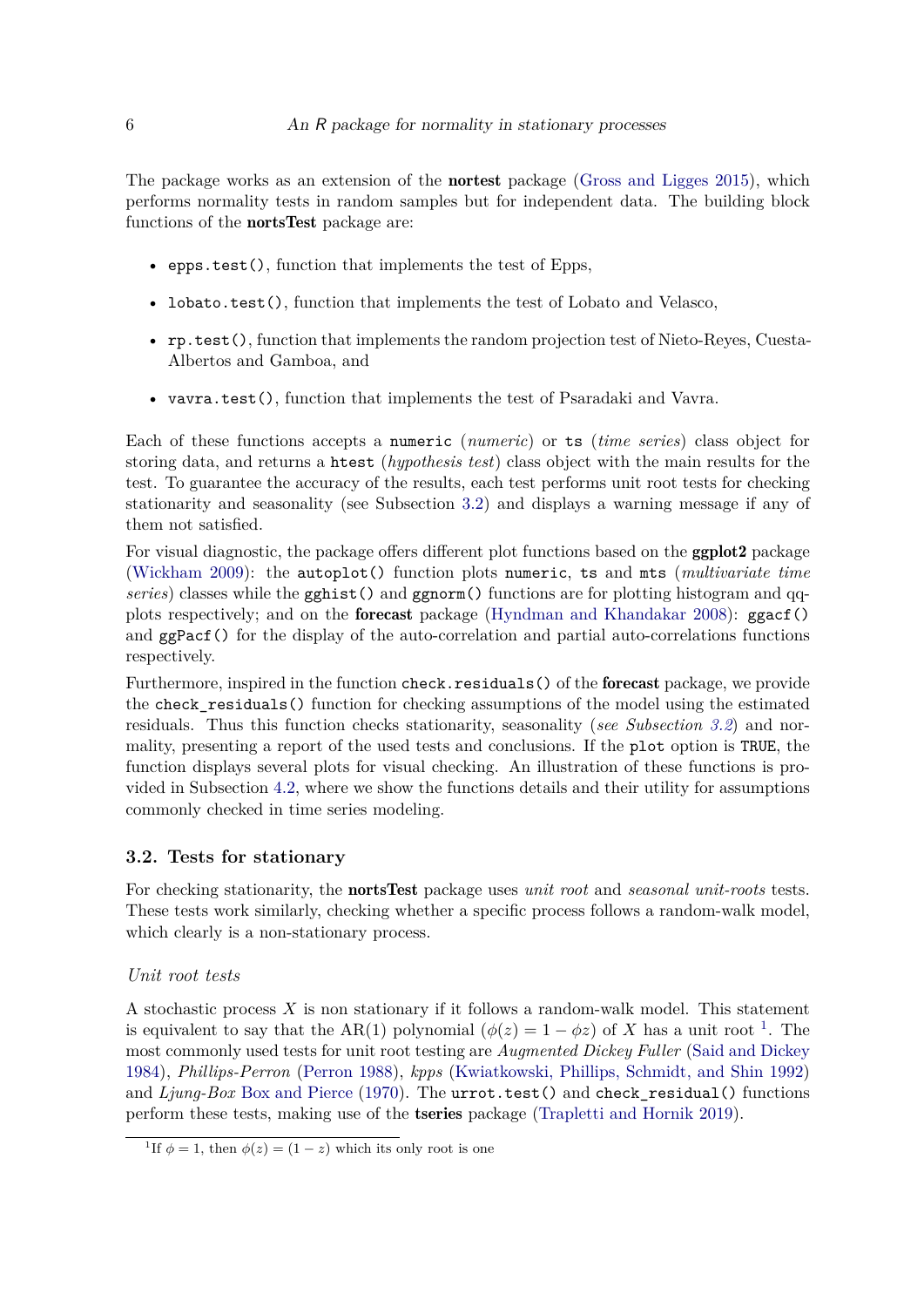The package works as an extension of the **nortest** package (Gross and Ligges 2015), which performs normality tests in random samples but for independent data. The building block functions of the **nortsTest** package are:

- `epps.test()`, function that implements the test of Epps,
- `lobato.test()`, function that implements the test of Lobato and Velasco,
- `rp.test()`, function that implements the random projection test of Nieto-Reyes, Cuesta-Albertos and Gamboa, and
- `vavra.test()`, function that implements the test of Psaradaki and Vavra.

Each of these functions accepts a `numeric` (*numeric*) or `ts` (*time series*) class object for storing data, and returns a `htest` (*hypothesis test*) class object with the main results for the test. To guarantee the accuracy of the results, each test performs unit root tests for checking stationarity and seasonality (see Subsection 3.2) and displays a warning message if any of them not satisfied.

For visual diagnostic, the package offers different plot functions based on the **ggplot2** package (Wickham 2009): the `autoplot()` function plots `numeric`, `ts` and `mts` (*multivariate time series*) classes while the `gghist()` and `ggnorm()` functions are for plotting histogram and qq-plots respectively; and on the **forecast** package (Hyndman and Khandakar 2008): `ggacf()` and `ggPacf()` for the display of the auto-correlation and partial auto-correlations functions respectively.

Furthermore, inspired in the function `check.residuals()` of the **forecast** package, we provide the `check_residuals()` function for checking assumptions of the model using the estimated residuals. Thus this function checks stationarity, seasonality (*see Subsection 3.2*) and normality, presenting a report of the used tests and conclusions. If the `plot` option is `TRUE`, the function displays several plots for visual checking. An illustration of these functions is provided in Subsection 4.2, where we show the functions details and their utility for assumptions commonly checked in time series modeling.

### 3.2. Tests for stationary

For checking stationarity, the **nortsTest** package uses *unit root* and *seasonal unit-roots* tests. These tests work similarly, checking whether a specific process follows a random-walk model, which clearly is a non-stationary process.

#### *Unit root tests*

A stochastic process $X$ is non stationary if it follows a random-walk model. This statement is equivalent to say that the AR(1) polynomial ($\phi(z) = 1 - \phi z$) of $X$ has a unit root [1]. The most commonly used tests for unit root testing are *Augmented Dickey Fuller* (Said and Dickey 1984), *Phillips-Perron* (Perron 1988), *kpps* (Kwiatkowski, Phillips, Schmidt, and Shin 1992) and *Ljung-Box* Box and Pierce (1970). The `urrot.test()` and `check_residual()` functions perform these tests, making use of the **tseries** package (Trapletti and Hornik 2019).

[1] If $\phi = 1$, then $\phi(z) = (1 - z)$ which its only root is one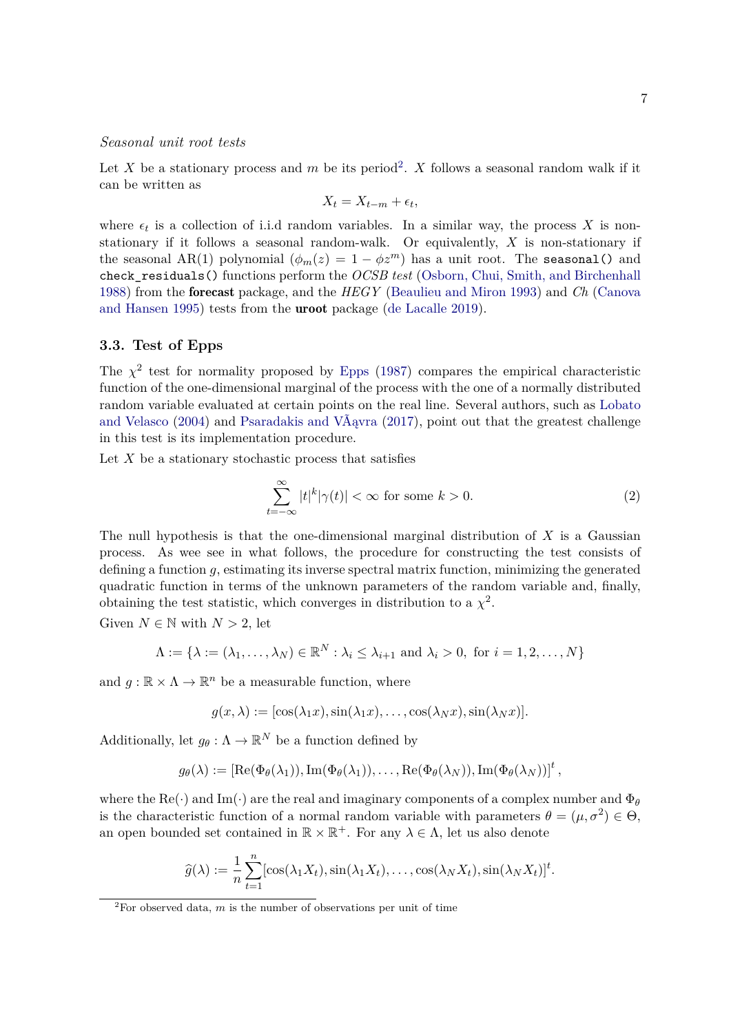*Seasonal unit root tests*

Let $X$ be a stationary process and $m$ be its period[2]. $X$ follows a seasonal random walk if it can be written as

$$X_t = X_{t-m} + \epsilon_t,$$

where $\epsilon_t$ is a collection of i.i.d random variables. In a similar way, the process $X$ is non-stationary if it follows a seasonal random-walk. Or equivalently, $X$ is non-stationary if the seasonal AR(1) polynomial ($\phi_m(z) = 1 - \phi z^m$) has a unit root. The `seasonal()` and `check_residuals()` functions perform the *OCSB test* (Osborn, Chui, Smith, and Birchenhall 1988) from the **forecast** package, and the *HEGY* (Beaulieu and Miron 1993) and *Ch* (Canova and Hansen 1995) tests from the **uroot** package (de Lacalle 2019).

### 3.3. Test of Epps

The $\chi^2$ test for normality proposed by Epps (1987) compares the empirical characteristic function of the one-dimensional marginal of the process with the one of a normally distributed random variable evaluated at certain points on the real line. Several authors, such as Lobato and Velasco (2004) and Psaradakis and VÃąvra (2017), point out that the greatest challenge in this test is its implementation procedure.

Let $X$ be a stationary stochastic process that satisfies

$$\sum_{t=-\infty}^{\infty} |t|^k |\gamma(t)| < \infty \text{ for some } k > 0. \tag{2}$$

The null hypothesis is that the one-dimensional marginal distribution of $X$ is a Gaussian process. As wee see in what follows, the procedure for constructing the test consists of defining a function $g$, estimating its inverse spectral matrix function, minimizing the generated quadratic function in terms of the unknown parameters of the random variable and, finally, obtaining the test statistic, which converges in distribution to a $\chi^2$.

Given $N \in \mathbb{N}$ with $N > 2$, let

$$\Lambda := \{\lambda := (\lambda_1, \ldots, \lambda_N) \in \mathbb{R}^N : \lambda_i \leq \lambda_{i+1} \text{ and } \lambda_i > 0, \text{ for } i = 1, 2, \ldots, N\}$$

and $g : \mathbb{R} \times \Lambda \to \mathbb{R}^n$ be a measurable function, where

$$g(x, \lambda) := [\cos(\lambda_1 x), \sin(\lambda_1 x), \ldots, \cos(\lambda_N x), \sin(\lambda_N x)].$$

Additionally, let $g_\theta : \Lambda \to \mathbb{R}^N$ be a function defined by

$$g_\theta(\lambda) := [\mathrm{Re}(\Phi_\theta(\lambda_1)), \mathrm{Im}(\Phi_\theta(\lambda_1)), \ldots, \mathrm{Re}(\Phi_\theta(\lambda_N)), \mathrm{Im}(\Phi_\theta(\lambda_N))]^t,$$

where the $\mathrm{Re}(\cdot)$ and $\mathrm{Im}(\cdot)$ are the real and imaginary components of a complex number and $\Phi_\theta$ is the characteristic function of a normal random variable with parameters $\theta = (\mu, \sigma^2) \in \Theta$, an open bounded set contained in $\mathbb{R} \times \mathbb{R}^+$. For any $\lambda \in \Lambda$, let us also denote

$$\widehat{g}(\lambda) := \frac{1}{n} \sum_{t=1}^{n} [\cos(\lambda_1 X_t), \sin(\lambda_1 X_t), \ldots, \cos(\lambda_N X_t), \sin(\lambda_N X_t)]^t.$$

[2]For observed data, $m$ is the number of observations per unit of time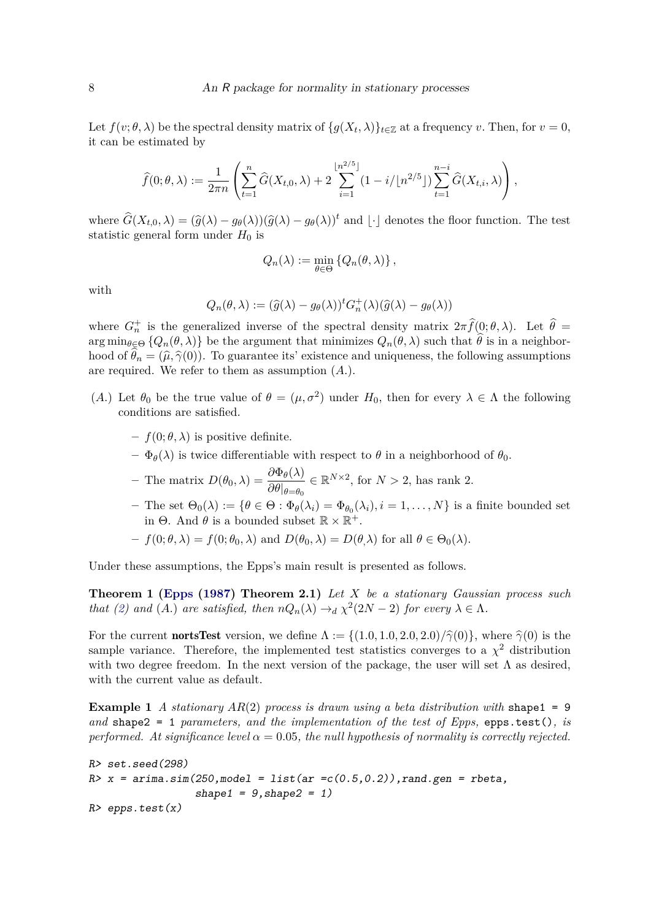Let $f(v;\theta,\lambda)$ be the spectral density matrix of $\{g(X_t,\lambda)\}_{t\in\mathbb{Z}}$ at a frequency $v$. Then, for $v=0$, it can be estimated by

$$\widehat{f}(0;\theta,\lambda) := \frac{1}{2\pi n}\left(\sum_{t=1}^{n}\widehat{G}(X_{t,0},\lambda) + 2\sum_{i=1}^{\lfloor n^{2/5}\rfloor}(1-i/\lfloor n^{2/5}\rfloor)\sum_{t=1}^{n-i}\widehat{G}(X_{t,i},\lambda)\right),$$

where $\widehat{G}(X_{t,0},\lambda) = (\widehat{g}(\lambda)-g_\theta(\lambda))(\widehat{g}(\lambda)-g_\theta(\lambda))^t$ and $\lfloor\cdot\rfloor$ denotes the floor function. The test statistic general form under $H_0$ is

$$Q_n(\lambda) := \min_{\theta\in\Theta}\{Q_n(\theta,\lambda)\},$$

with

$$Q_n(\theta,\lambda) := (\widehat{g}(\lambda)-g_\theta(\lambda))^t G_n^{+}(\lambda)(\widehat{g}(\lambda)-g_\theta(\lambda))$$

where $G_n^+$ is the generalized inverse of the spectral density matrix $2\pi\widehat{f}(0;\theta,\lambda)$. Let $\widehat{\theta} = \arg\min_{\theta\in\Theta}\{Q_n(\theta,\lambda)\}$ be the argument that minimizes $Q_n(\theta,\lambda)$ such that $\widehat{\theta}$ is in a neighborhood of $\widehat{\theta}_n = (\widehat{\mu},\widehat{\gamma}(0))$. To guarantee its' existence and uniqueness, the following assumptions are required. We refer to them as assumption $(A.)$.

$(A.)$ Let $\theta_0$ be the true value of $\theta=(\mu,\sigma^2)$ under $H_0$, then for every $\lambda\in\Lambda$ the following conditions are satisfied.

- $f(0;\theta,\lambda)$ is positive definite.
- $\Phi_\theta(\lambda)$ is twice differentiable with respect to $\theta$ in a neighborhood of $\theta_0$.
- The matrix $D(\theta_0,\lambda) = \dfrac{\partial\Phi_\theta(\lambda)}{\partial\theta_{|\theta=\theta_0}} \in \mathbb{R}^{N\times 2}$, for $N>2$, has rank 2.
- The set $\Theta_0(\lambda) := \{\theta\in\Theta : \Phi_\theta(\lambda_i) = \Phi_{\theta_0}(\lambda_i), i=1,\ldots,N\}$ is a finite bounded set in $\Theta$. And $\theta$ is a bounded subset $\mathbb{R}\times\mathbb{R}^+$.
- $f(0;\theta,\lambda) = f(0;\theta_0,\lambda)$ and $D(\theta_0,\lambda) = D(\theta_,\lambda)$ for all $\theta\in\Theta_0(\lambda)$.

Under these assumptions, the Epps's main result is presented as follows.

**Theorem 1 (Epps (1987) Theorem 2.1)** *Let $X$ be a stationary Gaussian process such that (2) and $(A.)$ are satisfied, then $nQ_n(\lambda)\to_d \chi^2(2N-2)$ for every $\lambda\in\Lambda$.*

For the current **nortsTest** version, we define $\Lambda := \{(1.0,1.0,2.0,2.0)/\widehat{\gamma}(0)\}$, where $\widehat{\gamma}(0)$ is the sample variance. Therefore, the implemented test statistics converges to a $\chi^2$ distribution with two degree freedom. In the next version of the package, the user will set $\Lambda$ as desired, with the current value as default.

**Example 1** *A stationary $AR(2)$ process is drawn using a beta distribution with* `shape1 = 9` *and* `shape2 = 1` *parameters, and the implementation of the test of Epps,* `epps.test()`*, is performed. At significance level $\alpha=0.05$, the null hypothesis of normality is correctly rejected.*

```
R> set.seed(298)
R> x = arima.sim(250,model = list(ar =c(0.5,0.2)),rand.gen = rbeta,
                 shape1 = 9,shape2 = 1)
R> epps.test(x)
```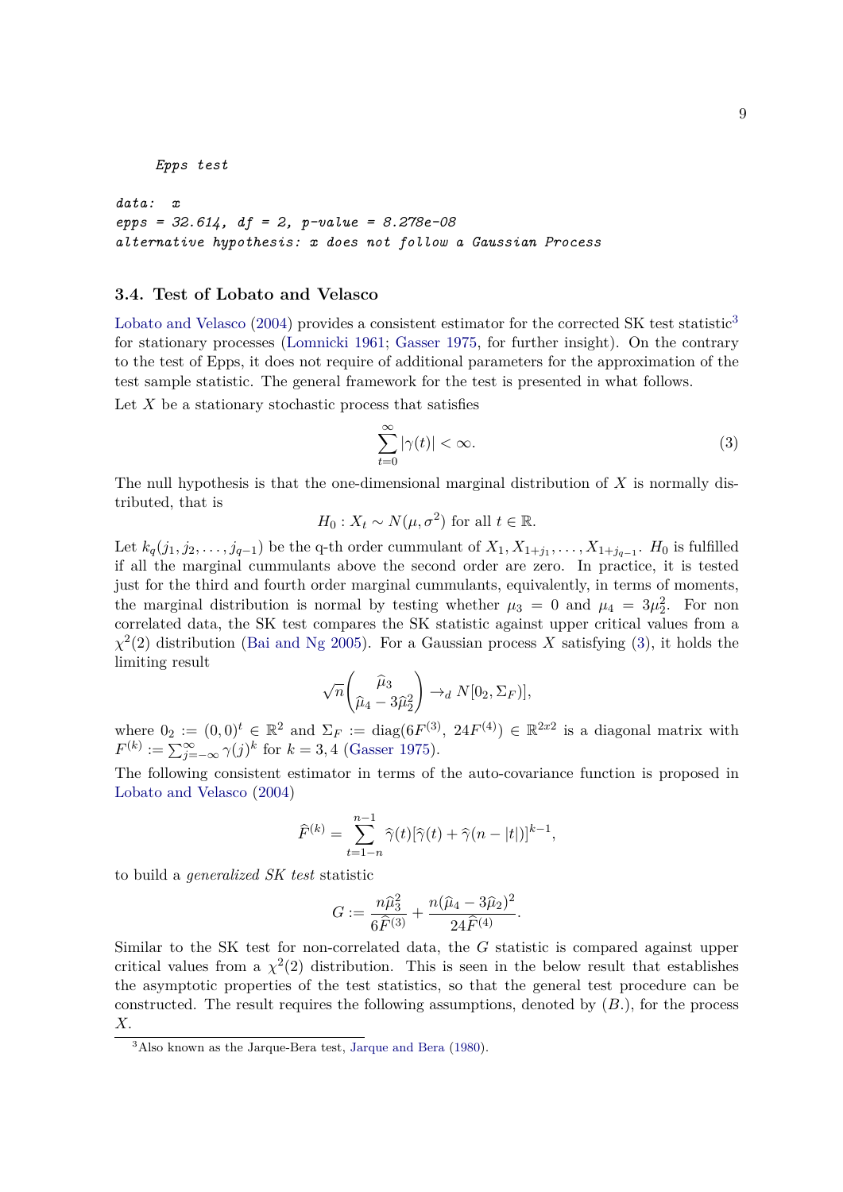```
      Epps test

data:  x
epps = 32.614, df = 2, p-value = 8.278e-08
alternative hypothesis: x does not follow a Gaussian Process
```

### 3.4. Test of Lobato and Velasco

Lobato and Velasco (2004) provides a consistent estimator for the corrected SK test statistic[3] for stationary processes (Lomnicki 1961; Gasser 1975, for further insight). On the contrary to the test of Epps, it does not require of additional parameters for the approximation of the test sample statistic. The general framework for the test is presented in what follows.

Let $X$ be a stationary stochastic process that satisfies

$$\sum_{t=0}^{\infty} |\gamma(t)| < \infty. \tag{3}$$

The null hypothesis is that the one-dimensional marginal distribution of $X$ is normally distributed, that is

$$H_0 : X_t \sim N(\mu, \sigma^2) \text{ for all } t \in \mathbb{R}.$$

Let $k_q(j_1, j_2, \ldots, j_{q-1})$ be the q-th order cummulant of $X_1, X_{1+j_1}, \ldots, X_{1+j_{q-1}}$. $H_0$ is fulfilled if all the marginal cummulants above the second order are zero. In practice, it is tested just for the third and fourth order marginal cummulants, equivalently, in terms of moments, the marginal distribution is normal by testing whether $\mu_3 = 0$ and $\mu_4 = 3\mu_2^2$. For non correlated data, the SK test compares the SK statistic against upper critical values from a $\chi^2(2)$ distribution (Bai and Ng 2005). For a Gaussian process $X$ satisfying (3), it holds the limiting result

$$\sqrt{n}\begin{pmatrix} \widehat{\mu}_3 \\ \widehat{\mu}_4 - 3\widehat{\mu}_2^2 \end{pmatrix} \to_d N[0_2, \Sigma_F)],$$

where $0_2 := (0,0)^t \in \mathbb{R}^2$ and $\Sigma_F := \text{diag}(6F^{(3)},\ 24F^{(4)}) \in \mathbb{R}^{2x2}$ is a diagonal matrix with $F^{(k)} := \sum_{j=-\infty}^{\infty} \gamma(j)^k$ for $k = 3, 4$ (Gasser 1975).

The following consistent estimator in terms of the auto-covariance function is proposed in Lobato and Velasco (2004)

$$\widehat{F}^{(k)} = \sum_{t=1-n}^{n-1} \widehat{\gamma}(t)[\widehat{\gamma}(t) + \widehat{\gamma}(n - |t|)]^{k-1},$$

to build a *generalized SK test* statistic

$$G := \frac{n\widehat{\mu}_3^2}{6\widehat{F}^{(3)}} + \frac{n(\widehat{\mu}_4 - 3\widehat{\mu}_2)^2}{24\widehat{F}^{(4)}}.$$

Similar to the SK test for non-correlated data, the $G$ statistic is compared against upper critical values from a $\chi^2(2)$ distribution. This is seen in the below result that establishes the asymptotic properties of the test statistics, so that the general test procedure can be constructed. The result requires the following assumptions, denoted by $(B.)$, for the process $X$.

[3]Also known as the Jarque-Bera test, Jarque and Bera (1980).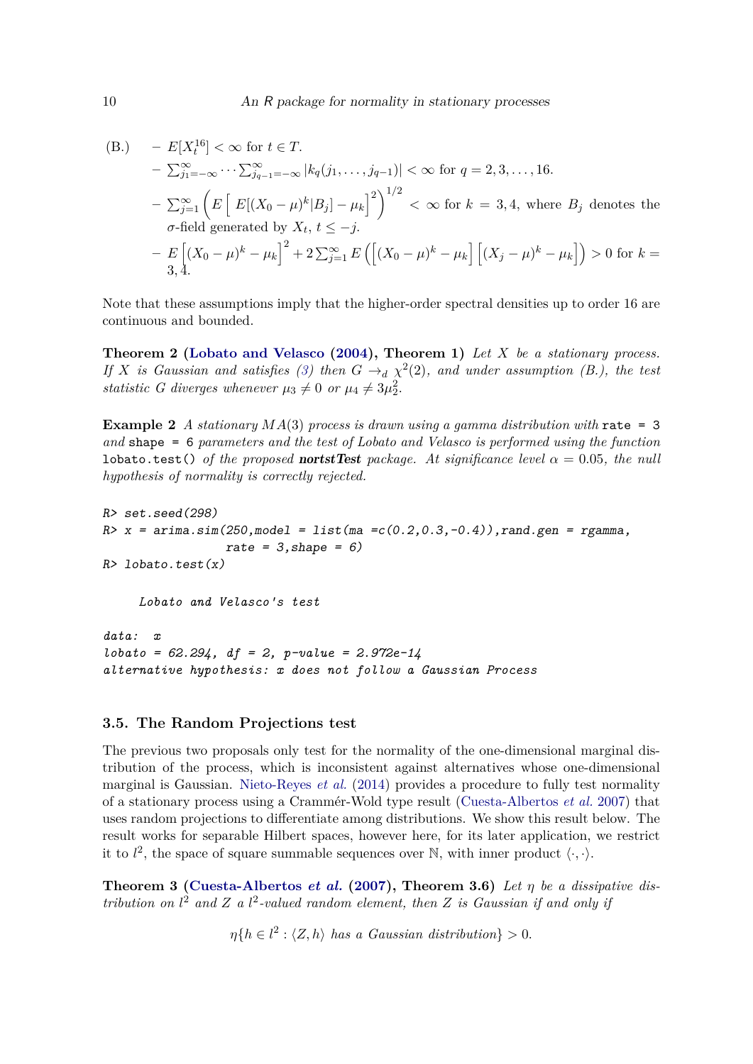(B.)

- $E[X_t^{16}] < \infty$ for $t \in T$.
- $\sum_{j_1=-\infty}^{\infty} \cdots \sum_{j_{q-1}=-\infty}^{\infty} |k_q(j_1, \ldots, j_{q-1})| < \infty$ for $q = 2, 3, \ldots, 16$.
- $\sum_{j=1}^{\infty} \left( E\left[\ E[(X_0 - \mu)^k | B_j] - \mu_k \right]^2 \right)^{1/2} < \infty$ for $k = 3, 4$, where $B_j$ denotes the $\sigma$-field generated by $X_t$, $t \leq -j$.
- $E\left[(X_0 - \mu)^k - \mu_k\right]^2 + 2\sum_{j=1}^{\infty} E\left(\left[(X_0 - \mu)^k - \mu_k\right]\left[(X_j - \mu)^k - \mu_k\right]\right) > 0$ for $k = 3, 4$.

Note that these assumptions imply that the higher-order spectral densities up to order 16 are continuous and bounded.

**Theorem 2 (Lobato and Velasco (2004), Theorem 1)** *Let $X$ be a stationary process. If $X$ is Gaussian and satisfies (3) then $G \to_d \chi^2(2)$, and under assumption (B.), the test statistic $G$ diverges whenever $\mu_3 \neq 0$ or $\mu_4 \neq 3\mu_2^2$.*

**Example 2** *A stationary $MA(3)$ process is drawn using a gamma distribution with* `rate = 3` *and* `shape = 6` *parameters and the test of Lobato and Velasco is performed using the function* `lobato.test()` *of the proposed **nortsTest** package. At significance level $\alpha = 0.05$, the null hypothesis of normality is correctly rejected.*

```
R> set.seed(298)
R> x = arima.sim(250,model = list(ma =c(0.2,0.3,-0.4)),rand.gen = rgamma,
                 rate = 3,shape = 6)
R> lobato.test(x)

     Lobato and Velasco's test

data:  x
lobato = 62.294, df = 2, p-value = 2.972e-14
alternative hypothesis: x does not follow a Gaussian Process
```

### 3.5. The Random Projections test

The previous two proposals only test for the normality of the one-dimensional marginal distribution of the process, which is inconsistent against alternatives whose one-dimensional marginal is Gaussian. Nieto-Reyes *et al.* (2014) provides a procedure to fully test normality of a stationary process using a Crammér-Wold type result (Cuesta-Albertos *et al.* 2007) that uses random projections to differentiate among distributions. We show this result below. The result works for separable Hilbert spaces, however here, for its later application, we restrict it to $l^2$, the space of square summable sequences over $\mathbb{N}$, with inner product $\langle \cdot, \cdot \rangle$.

**Theorem 3 (Cuesta-Albertos *et al.* (2007), Theorem 3.6)** *Let $\eta$ be a dissipative distribution on $l^2$ and $Z$ a $l^2$-valued random element, then $Z$ is Gaussian if and only if*

$$\eta\{h \in l^2 : \langle Z, h \rangle \text{ has a Gaussian distribution}\} > 0.$$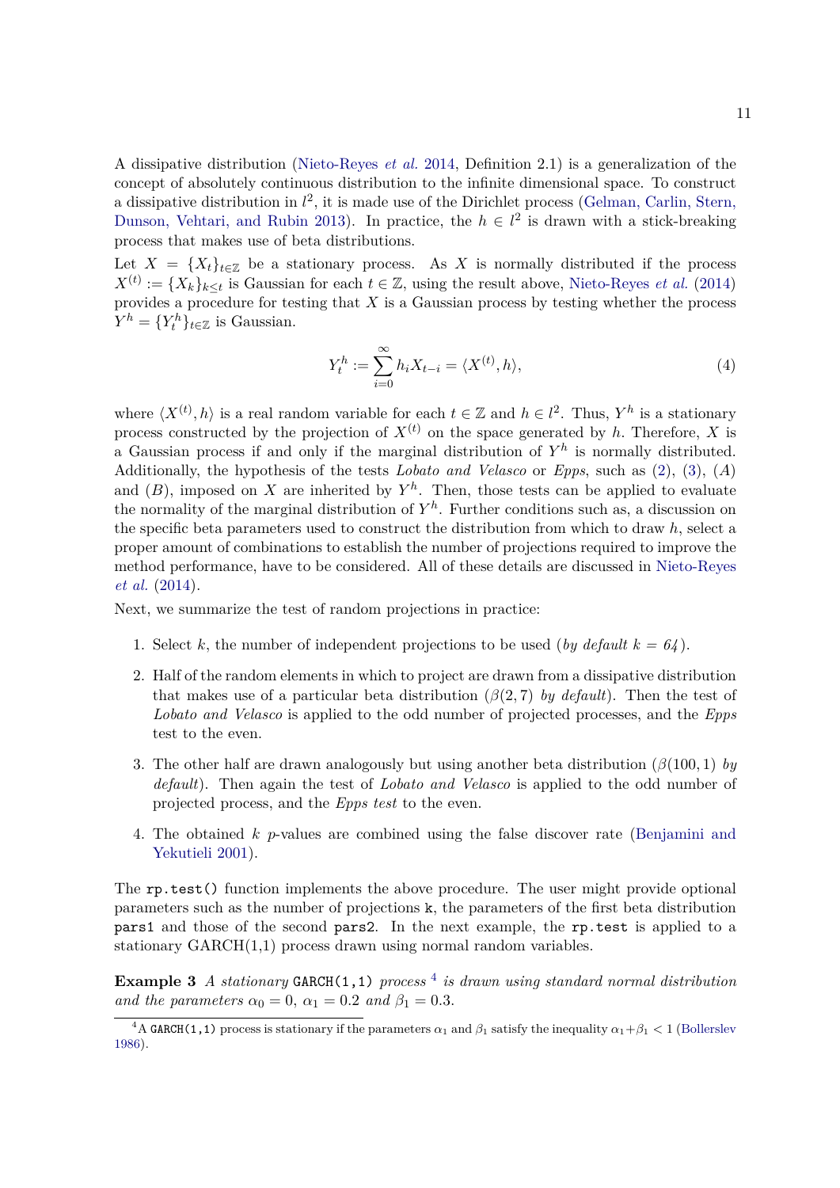A dissipative distribution (Nieto-Reyes *et al.* 2014, Definition 2.1) is a generalization of the concept of absolutely continuous distribution to the infinite dimensional space. To construct a dissipative distribution in $l^2$, it is made use of the Dirichlet process (Gelman, Carlin, Stern, Dunson, Vehtari, and Rubin 2013). In practice, the $h \in l^2$ is drawn with a stick-breaking process that makes use of beta distributions.

Let $X = \{X_t\}_{t \in \mathbb{Z}}$ be a stationary process. As $X$ is normally distributed if the process $X^{(t)} := \{X_k\}_{k \leq t}$ is Gaussian for each $t \in \mathbb{Z}$, using the result above, Nieto-Reyes *et al.* (2014) provides a procedure for testing that $X$ is a Gaussian process by testing whether the process $Y^h = \{Y_t^h\}_{t \in \mathbb{Z}}$ is Gaussian.

$$Y_t^h := \sum_{i=0}^{\infty} h_i X_{t-i} = \langle X^{(t)}, h \rangle, \tag{4}$$

where $\langle X^{(t)}, h \rangle$ is a real random variable for each $t \in \mathbb{Z}$ and $h \in l^2$. Thus, $Y^h$ is a stationary process constructed by the projection of $X^{(t)}$ on the space generated by $h$. Therefore, $X$ is a Gaussian process if and only if the marginal distribution of $Y^h$ is normally distributed. Additionally, the hypothesis of the tests *Lobato and Velasco* or *Epps*, such as (2), (3), ($A$) and ($B$), imposed on $X$ are inherited by $Y^h$. Then, those tests can be applied to evaluate the normality of the marginal distribution of $Y^h$. Further conditions such as, a discussion on the specific beta parameters used to construct the distribution from which to draw $h$, select a proper amount of combinations to establish the number of projections required to improve the method performance, have to be considered. All of these details are discussed in Nieto-Reyes *et al.* (2014).

Next, we summarize the test of random projections in practice:

1. Select $k$, the number of independent projections to be used (*by default* $k = 64$).
2. Half of the random elements in which to project are drawn from a dissipative distribution that makes use of a particular beta distribution ($\beta(2, 7)$ *by default*). Then the test of *Lobato and Velasco* is applied to the odd number of projected processes, and the *Epps* test to the even.
3. The other half are drawn analogously but using another beta distribution ($\beta(100, 1)$ *by default*). Then again the test of *Lobato and Velasco* is applied to the odd number of projected process, and the *Epps test* to the even.
4. The obtained $k$ $p$-values are combined using the false discover rate (Benjamini and Yekutieli 2001).

The `rp.test()` function implements the above procedure. The user might provide optional parameters such as the number of projections `k`, the parameters of the first beta distribution `pars1` and those of the second `pars2`. In the next example, the `rp.test` is applied to a stationary GARCH(1,1) process drawn using normal random variables.

**Example 3** *A stationary* `GARCH(1,1)` *process* [4] *is drawn using standard normal distribution and the parameters* $\alpha_0 = 0$, $\alpha_1 = 0.2$ *and* $\beta_1 = 0.3$.

[4] A `GARCH(1,1)` process is stationary if the parameters $\alpha_1$ and $\beta_1$ satisfy the inequality $\alpha_1 + \beta_1 < 1$ (Bollerslev 1986).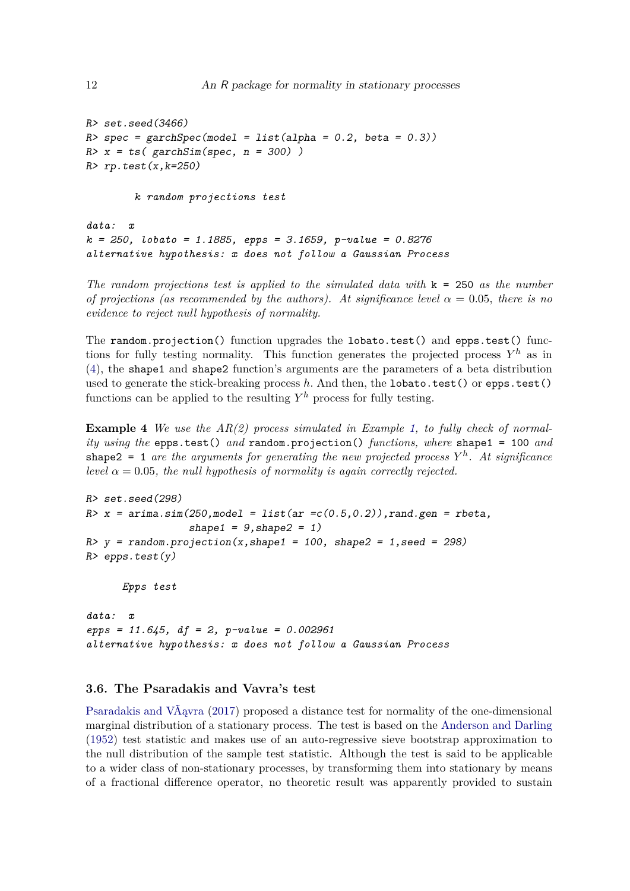```
R> set.seed(3466)
R> spec = garchSpec(model = list(alpha = 0.2, beta = 0.3))
R> x = ts( garchSim(spec, n = 300) )
R> rp.test(x,k=250)

        k random projections test

data:  x
k = 250, lobato = 1.1885, epps = 3.1659, p-value = 0.8276
alternative hypothesis: x does not follow a Gaussian Process
```

*The random projections test is applied to the simulated data with* `k = 250` *as the number of projections (as recommended by the authors). At significance level* $\alpha = 0.05$*, there is no evidence to reject null hypothesis of normality.*

The `random.projection()` function upgrades the `lobato.test()` and `epps.test()` functions for fully testing normality. This function generates the projected process $Y^h$ as in (4), the `shape1` and `shape2` function's arguments are the parameters of a beta distribution used to generate the stick-breaking process $h$. And then, the `lobato.test()` or `epps.test()` functions can be applied to the resulting $Y^h$ process for fully testing.

**Example 4** *We use the AR(2) process simulated in Example 1, to fully check of normality using the* `epps.test()` *and* `random.projection()` *functions, where* `shape1 = 100` *and* `shape2 = 1` *are the arguments for generating the new projected process* $Y^h$*. At significance level* $\alpha = 0.05$*, the null hypothesis of normality is again correctly rejected.*

```
R> set.seed(298)
R> x = arima.sim(250,model = list(ar =c(0.5,0.2)),rand.gen = rbeta,
                 shape1 = 9,shape2 = 1)
R> y = random.projection(x,shape1 = 100, shape2 = 1,seed = 298)
R> epps.test(y)

       Epps test

data:  x
epps = 11.645, df = 2, p-value = 0.002961
alternative hypothesis: x does not follow a Gaussian Process
```

### 3.6. The Psaradakis and Vavra's test

Psaradakis and VÃąvra (2017) proposed a distance test for normality of the one-dimensional marginal distribution of a stationary process. The test is based on the Anderson and Darling (1952) test statistic and makes use of an auto-regressive sieve bootstrap approximation to the null distribution of the sample test statistic. Although the test is said to be applicable to a wider class of non-stationary processes, by transforming them into stationary by means of a fractional difference operator, no theoretic result was apparently provided to sustain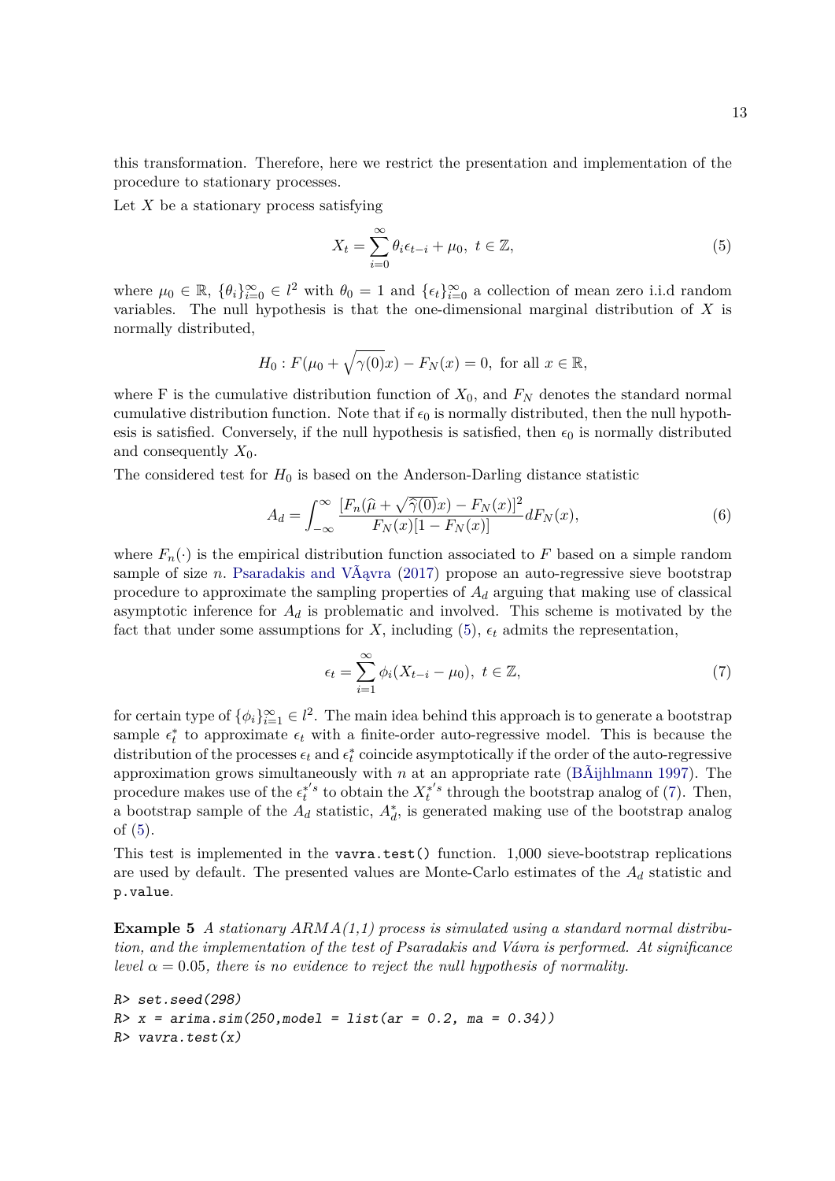this transformation. Therefore, here we restrict the presentation and implementation of the procedure to stationary processes.

Let $X$ be a stationary process satisfying

$$X_t = \sum_{i=0}^{\infty} \theta_i \epsilon_{t-i} + \mu_0,\ t \in \mathbb{Z}, \tag{5}$$

where $\mu_0 \in \mathbb{R}$, $\{\theta_i\}_{i=0}^{\infty} \in l^2$ with $\theta_0 = 1$ and $\{\epsilon_t\}_{i=0}^{\infty}$ a collection of mean zero i.i.d random variables. The null hypothesis is that the one-dimensional marginal distribution of $X$ is normally distributed,

$$H_0 : F(\mu_0 + \sqrt{\gamma(0)}x) - F_N(x) = 0, \text{ for all } x \in \mathbb{R},$$

where F is the cumulative distribution function of $X_0$, and $F_N$ denotes the standard normal cumulative distribution function. Note that if $\epsilon_0$ is normally distributed, then the null hypothesis is satisfied. Conversely, if the null hypothesis is satisfied, then $\epsilon_0$ is normally distributed and consequently $X_0$.

The considered test for $H_0$ is based on the Anderson-Darling distance statistic

$$A_d = \int_{-\infty}^{\infty} \frac{[F_n(\widehat{\mu} + \sqrt{\widehat{\gamma}(0)}x) - F_N(x)]^2}{F_N(x)[1 - F_N(x)]} dF_N(x), \tag{6}$$

where $F_n(\cdot)$ is the empirical distribution function associated to $F$ based on a simple random sample of size $n$. Psaradakis and VÃąvra (2017) propose an auto-regressive sieve bootstrap procedure to approximate the sampling properties of $A_d$ arguing that making use of classical asymptotic inference for $A_d$ is problematic and involved. This scheme is motivated by the fact that under some assumptions for $X$, including (5), $\epsilon_t$ admits the representation,

$$\epsilon_t = \sum_{i=1}^{\infty} \phi_i (X_{t-i} - \mu_0),\ t \in \mathbb{Z}, \tag{7}$$

for certain type of $\{\phi_i\}_{i=1}^{\infty} \in l^2$. The main idea behind this approach is to generate a bootstrap sample $\epsilon_t^*$ to approximate $\epsilon_t$ with a finite-order auto-regressive model. This is because the distribution of the processes $\epsilon_t$ and $\epsilon_t^*$ coincide asymptotically if the order of the auto-regressive approximation grows simultaneously with $n$ at an appropriate rate (BÃijhlmann 1997). The procedure makes use of the $\epsilon_t^{*'s}$ to obtain the $X_t^{*'s}$ through the bootstrap analog of (7). Then, a bootstrap sample of the $A_d$ statistic, $A_d^*$, is generated making use of the bootstrap analog of (5).

This test is implemented in the `vavra.test()` function. 1,000 sieve-bootstrap replications are used by default. The presented values are Monte-Carlo estimates of the $A_d$ statistic and `p.value`.

**Example 5** *A stationary ARMA(1,1) process is simulated using a standard normal distribution, and the implementation of the test of Psaradakis and Vávra is performed. At significance level $\alpha = 0.05$, there is no evidence to reject the null hypothesis of normality.*

```
R> set.seed(298)
R> x = arima.sim(250,model = list(ar = 0.2, ma = 0.34))
R> vavra.test(x)
```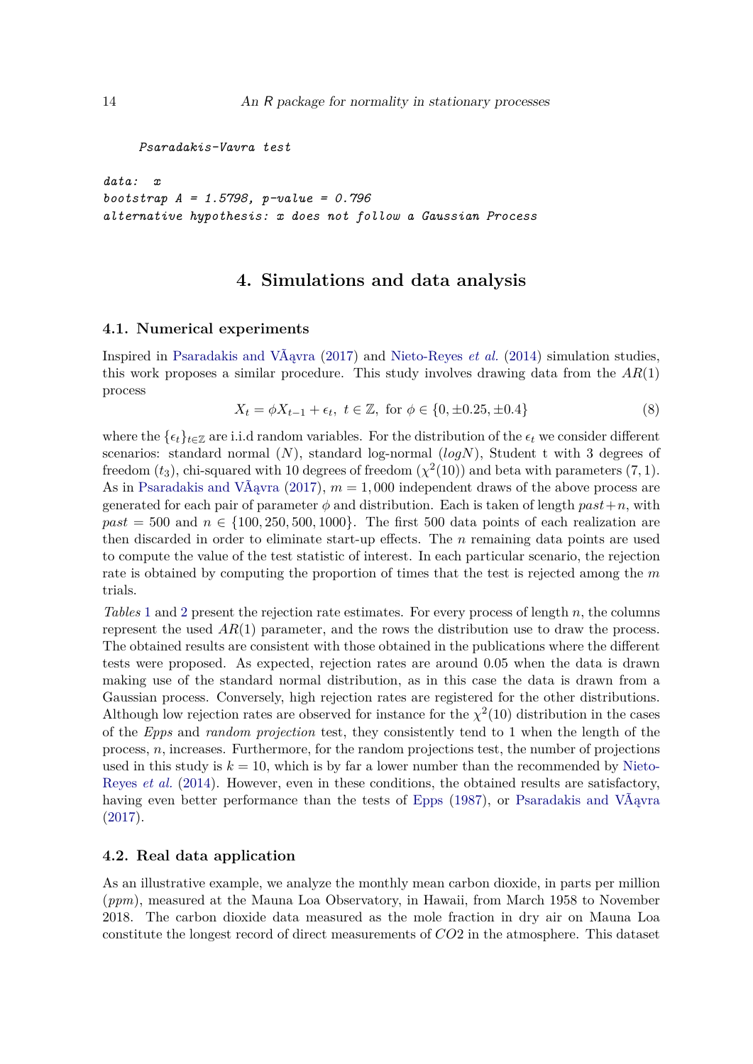```
     Psaradakis-Vavra test

data:  x
bootstrap A = 1.5798, p-value = 0.796
alternative hypothesis: x does not follow a Gaussian Process
```

# 4. Simulations and data analysis

## 4.1. Numerical experiments

Inspired in Psaradakis and VÃąvra (2017) and Nieto-Reyes *et al.* (2014) simulation studies, this work proposes a similar procedure. This study involves drawing data from the $AR(1)$ process

$$X_t = \phi X_{t-1} + \epsilon_t,\ t \in \mathbb{Z},\ \text{for } \phi \in \{0, \pm 0.25, \pm 0.4\} \tag{8}$$

where the $\{\epsilon_t\}_{t\in\mathbb{Z}}$ are i.i.d random variables. For the distribution of the $\epsilon_t$ we consider different scenarios: standard normal ($N$), standard log-normal ($logN$), Student t with 3 degrees of freedom ($t_3$), chi-squared with 10 degrees of freedom ($\chi^2(10)$) and beta with parameters $(7, 1)$. As in Psaradakis and VÃąvra (2017), $m = 1,000$ independent draws of the above process are generated for each pair of parameter $\phi$ and distribution. Each is taken of length $past+n$, with $past = 500$ and $n \in \{100, 250, 500, 1000\}$. The first 500 data points of each realization are then discarded in order to eliminate start-up effects. The $n$ remaining data points are used to compute the value of the test statistic of interest. In each particular scenario, the rejection rate is obtained by computing the proportion of times that the test is rejected among the $m$ trials.

*Tables* 1 and 2 present the rejection rate estimates. For every process of length $n$, the columns represent the used $AR(1)$ parameter, and the rows the distribution use to draw the process. The obtained results are consistent with those obtained in the publications where the different tests were proposed. As expected, rejection rates are around 0.05 when the data is drawn making use of the standard normal distribution, as in this case the data is drawn from a Gaussian process. Conversely, high rejection rates are registered for the other distributions. Although low rejection rates are observed for instance for the $\chi^2(10)$ distribution in the cases of the *Epps* and *random projection* test, they consistently tend to 1 when the length of the process, $n$, increases. Furthermore, for the random projections test, the number of projections used in this study is $k = 10$, which is by far a lower number than the recommended by Nieto-Reyes *et al.* (2014). However, even in these conditions, the obtained results are satisfactory, having even better performance than the tests of Epps (1987), or Psaradakis and VÃąvra (2017).

## 4.2. Real data application

As an illustrative example, we analyze the monthly mean carbon dioxide, in parts per million ($ppm$), measured at the Mauna Loa Observatory, in Hawaii, from March 1958 to November 2018. The carbon dioxide data measured as the mole fraction in dry air on Mauna Loa constitute the longest record of direct measurements of $CO2$ in the atmosphere. This dataset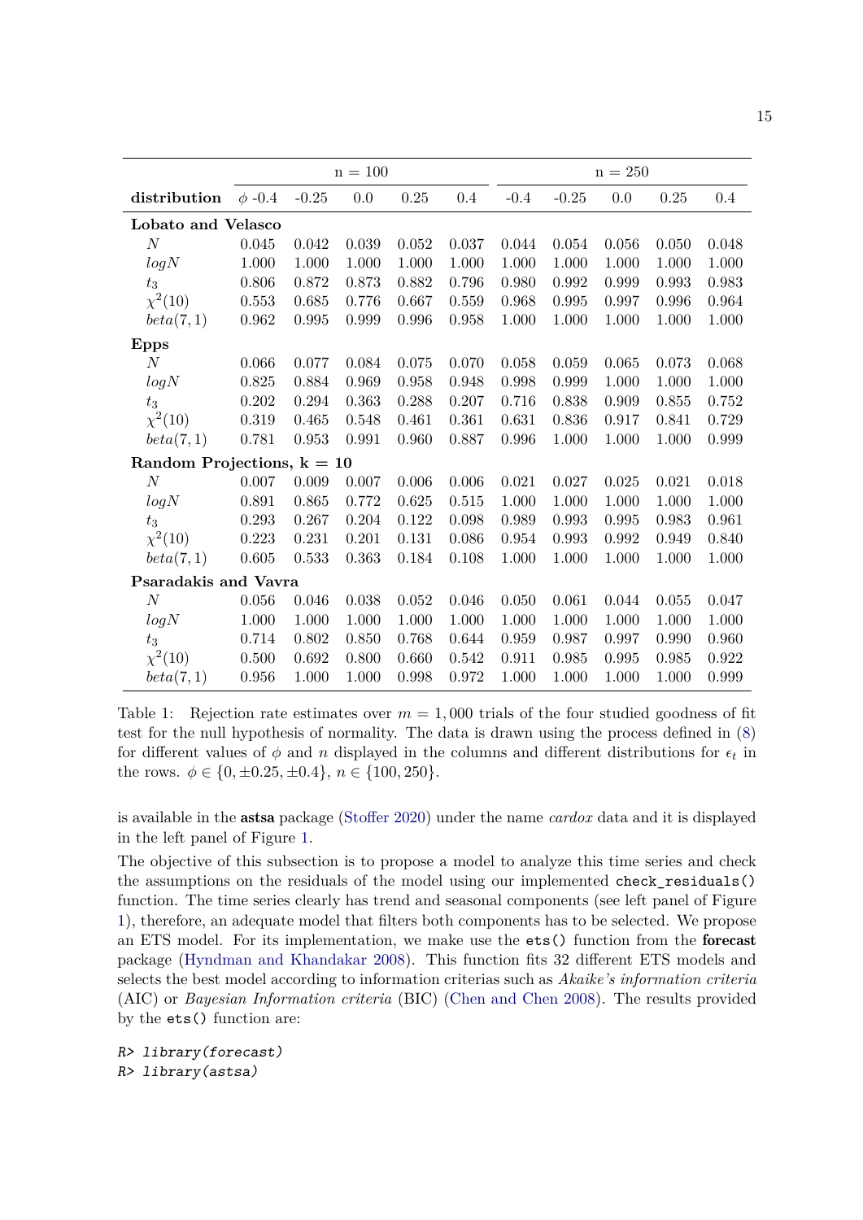| | n = 100 | | | | | n = 250 | | | | |
|---|---|---|---|---|---|---|---|---|---|---|
| **distribution** | $\phi$ -0.4 | -0.25 | 0.0 | 0.25 | 0.4 | -0.4 | -0.25 | 0.0 | 0.25 | 0.4 |
| **Lobato and Velasco** | | | | | | | | | | |
| $N$ | 0.045 | 0.042 | 0.039 | 0.052 | 0.037 | 0.044 | 0.054 | 0.056 | 0.050 | 0.048 |
| $logN$ | 1.000 | 1.000 | 1.000 | 1.000 | 1.000 | 1.000 | 1.000 | 1.000 | 1.000 | 1.000 |
| $t_3$ | 0.806 | 0.872 | 0.873 | 0.882 | 0.796 | 0.980 | 0.992 | 0.999 | 0.993 | 0.983 |
| $\chi^2(10)$ | 0.553 | 0.685 | 0.776 | 0.667 | 0.559 | 0.968 | 0.995 | 0.997 | 0.996 | 0.964 |
| $beta(7,1)$ | 0.962 | 0.995 | 0.999 | 0.996 | 0.958 | 1.000 | 1.000 | 1.000 | 1.000 | 1.000 |
| **Epps** | | | | | | | | | | |
| $N$ | 0.066 | 0.077 | 0.084 | 0.075 | 0.070 | 0.058 | 0.059 | 0.065 | 0.073 | 0.068 |
| $logN$ | 0.825 | 0.884 | 0.969 | 0.958 | 0.948 | 0.998 | 0.999 | 1.000 | 1.000 | 1.000 |
| $t_3$ | 0.202 | 0.294 | 0.363 | 0.288 | 0.207 | 0.716 | 0.838 | 0.909 | 0.855 | 0.752 |
| $\chi^2(10)$ | 0.319 | 0.465 | 0.548 | 0.461 | 0.361 | 0.631 | 0.836 | 0.917 | 0.841 | 0.729 |
| $beta(7,1)$ | 0.781 | 0.953 | 0.991 | 0.960 | 0.887 | 0.996 | 1.000 | 1.000 | 1.000 | 0.999 |
| **Random Projections, k = 10** | | | | | | | | | | |
| $N$ | 0.007 | 0.009 | 0.007 | 0.006 | 0.006 | 0.021 | 0.027 | 0.025 | 0.021 | 0.018 |
| $logN$ | 0.891 | 0.865 | 0.772 | 0.625 | 0.515 | 1.000 | 1.000 | 1.000 | 1.000 | 1.000 |
| $t_3$ | 0.293 | 0.267 | 0.204 | 0.122 | 0.098 | 0.989 | 0.993 | 0.995 | 0.983 | 0.961 |
| $\chi^2(10)$ | 0.223 | 0.231 | 0.201 | 0.131 | 0.086 | 0.954 | 0.993 | 0.992 | 0.949 | 0.840 |
| $beta(7,1)$ | 0.605 | 0.533 | 0.363 | 0.184 | 0.108 | 1.000 | 1.000 | 1.000 | 1.000 | 1.000 |
| **Psaradakis and Vavra** | | | | | | | | | | |
| $N$ | 0.056 | 0.046 | 0.038 | 0.052 | 0.046 | 0.050 | 0.061 | 0.044 | 0.055 | 0.047 |
| $logN$ | 1.000 | 1.000 | 1.000 | 1.000 | 1.000 | 1.000 | 1.000 | 1.000 | 1.000 | 1.000 |
| $t_3$ | 0.714 | 0.802 | 0.850 | 0.768 | 0.644 | 0.959 | 0.987 | 0.997 | 0.990 | 0.960 |
| $\chi^2(10)$ | 0.500 | 0.692 | 0.800 | 0.660 | 0.542 | 0.911 | 0.985 | 0.995 | 0.985 | 0.922 |
| $beta(7,1)$ | 0.956 | 1.000 | 1.000 | 0.998 | 0.972 | 1.000 | 1.000 | 1.000 | 1.000 | 0.999 |

Table 1: Rejection rate estimates over $m = 1,000$ trials of the four studied goodness of fit test for the null hypothesis of normality. The data is drawn using the process defined in (8) for different values of $\phi$ and $n$ displayed in the columns and different distributions for $\epsilon_t$ in the rows. $\phi \in \{0, \pm 0.25, \pm 0.4\}$, $n \in \{100, 250\}$.

is available in the **astsa** package (Stoffer 2020) under the name *cardox* data and it is displayed in the left panel of Figure 1.

The objective of this subsection is to propose a model to analyze this time series and check the assumptions on the residuals of the model using our implemented `check_residuals()` function. The time series clearly has trend and seasonal components (see left panel of Figure 1), therefore, an adequate model that filters both components has to be selected. We propose an ETS model. For its implementation, we make use the `ets()` function from the **forecast** package (Hyndman and Khandakar 2008). This function fits 32 different ETS models and selects the best model according to information criterias such as *Akaike's information criteria* (AIC) or *Bayesian Information criteria* (BIC) (Chen and Chen 2008). The results provided by the `ets()` function are:

```
R> library(forecast)
R> library(astsa)
```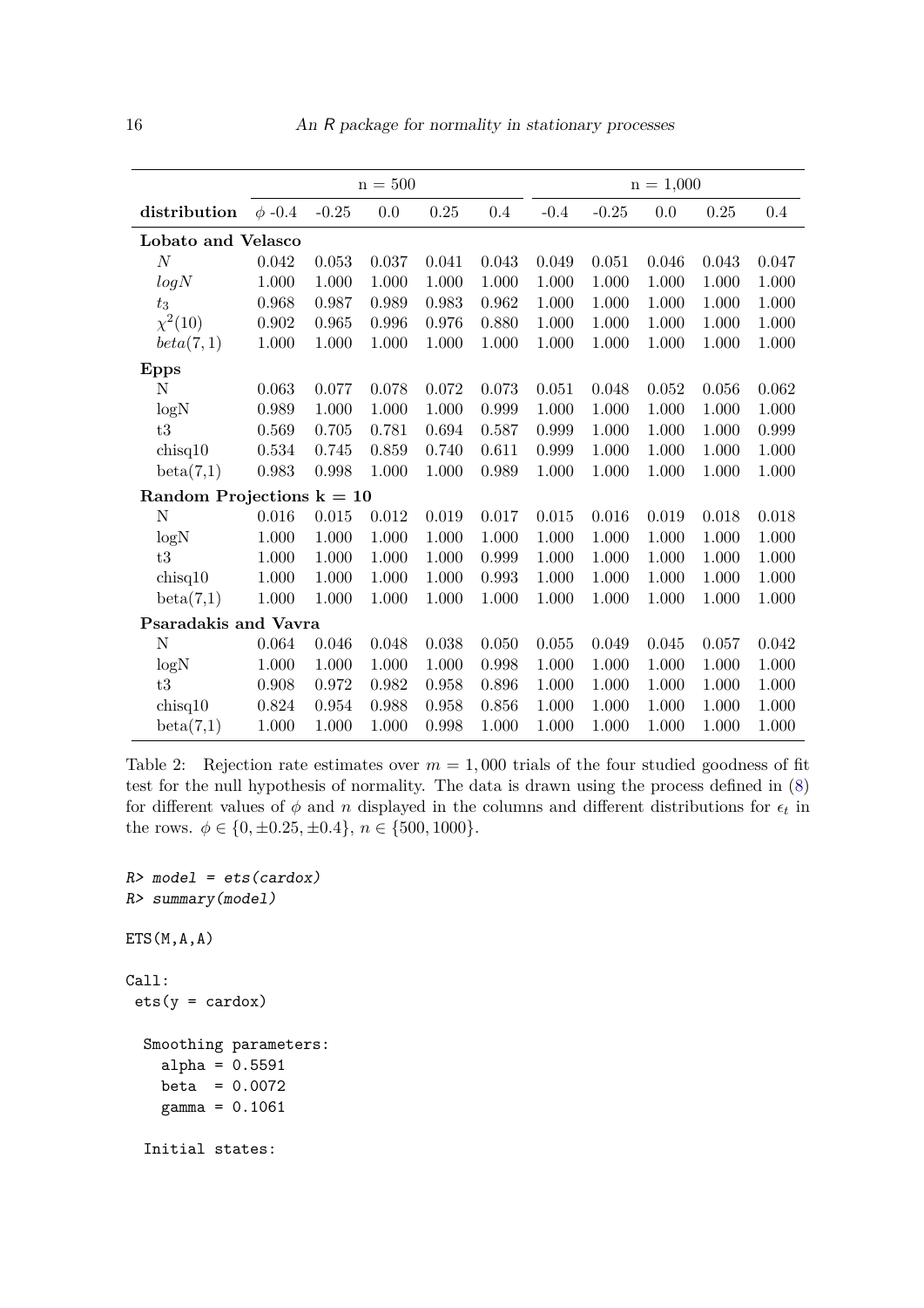| | n = 500 | | | | | n = 1,000 | | | | |
|---|---|---|---|---|---|---|---|---|---|---|
| **distribution** | $\phi$ -0.4 | -0.25 | 0.0 | 0.25 | 0.4 | -0.4 | -0.25 | 0.0 | 0.25 | 0.4 |
| **Lobato and Velasco** | | | | | | | | | | |
| $N$ | 0.042 | 0.053 | 0.037 | 0.041 | 0.043 | 0.049 | 0.051 | 0.046 | 0.043 | 0.047 |
| $logN$ | 1.000 | 1.000 | 1.000 | 1.000 | 1.000 | 1.000 | 1.000 | 1.000 | 1.000 | 1.000 |
| $t_3$ | 0.968 | 0.987 | 0.989 | 0.983 | 0.962 | 1.000 | 1.000 | 1.000 | 1.000 | 1.000 |
| $\chi^2(10)$ | 0.902 | 0.965 | 0.996 | 0.976 | 0.880 | 1.000 | 1.000 | 1.000 | 1.000 | 1.000 |
| $beta(7,1)$ | 1.000 | 1.000 | 1.000 | 1.000 | 1.000 | 1.000 | 1.000 | 1.000 | 1.000 | 1.000 |
| **Epps** | | | | | | | | | | |
| N | 0.063 | 0.077 | 0.078 | 0.072 | 0.073 | 0.051 | 0.048 | 0.052 | 0.056 | 0.062 |
| logN | 0.989 | 1.000 | 1.000 | 1.000 | 0.999 | 1.000 | 1.000 | 1.000 | 1.000 | 1.000 |
| t3 | 0.569 | 0.705 | 0.781 | 0.694 | 0.587 | 0.999 | 1.000 | 1.000 | 1.000 | 0.999 |
| chisq10 | 0.534 | 0.745 | 0.859 | 0.740 | 0.611 | 0.999 | 1.000 | 1.000 | 1.000 | 1.000 |
| beta(7,1) | 0.983 | 0.998 | 1.000 | 1.000 | 0.989 | 1.000 | 1.000 | 1.000 | 1.000 | 1.000 |
| **Random Projections k = 10** | | | | | | | | | | |
| N | 0.016 | 0.015 | 0.012 | 0.019 | 0.017 | 0.015 | 0.016 | 0.019 | 0.018 | 0.018 |
| logN | 1.000 | 1.000 | 1.000 | 1.000 | 1.000 | 1.000 | 1.000 | 1.000 | 1.000 | 1.000 |
| t3 | 1.000 | 1.000 | 1.000 | 1.000 | 0.999 | 1.000 | 1.000 | 1.000 | 1.000 | 1.000 |
| chisq10 | 1.000 | 1.000 | 1.000 | 1.000 | 0.993 | 1.000 | 1.000 | 1.000 | 1.000 | 1.000 |
| beta(7,1) | 1.000 | 1.000 | 1.000 | 1.000 | 1.000 | 1.000 | 1.000 | 1.000 | 1.000 | 1.000 |
| **Psaradakis and Vavra** | | | | | | | | | | |
| N | 0.064 | 0.046 | 0.048 | 0.038 | 0.050 | 0.055 | 0.049 | 0.045 | 0.057 | 0.042 |
| logN | 1.000 | 1.000 | 1.000 | 1.000 | 0.998 | 1.000 | 1.000 | 1.000 | 1.000 | 1.000 |
| t3 | 0.908 | 0.972 | 0.982 | 0.958 | 0.896 | 1.000 | 1.000 | 1.000 | 1.000 | 1.000 |
| chisq10 | 0.824 | 0.954 | 0.988 | 0.958 | 0.856 | 1.000 | 1.000 | 1.000 | 1.000 | 1.000 |
| beta(7,1) | 1.000 | 1.000 | 1.000 | 0.998 | 1.000 | 1.000 | 1.000 | 1.000 | 1.000 | 1.000 |

Table 2: Rejection rate estimates over $m = 1,000$ trials of the four studied goodness of fit test for the null hypothesis of normality. The data is drawn using the process defined in (8) for different values of $\phi$ and $n$ displayed in the columns and different distributions for $\epsilon_t$ in the rows. $\phi \in \{0, \pm 0.25, \pm 0.4\}$, $n \in \{500, 1000\}$.

```
R> model = ets(cardox)
R> summary(model)

ETS(M,A,A)

Call:
 ets(y = cardox)

  Smoothing parameters:
    alpha = 0.5591
    beta  = 0.0072
    gamma = 0.1061

  Initial states:
```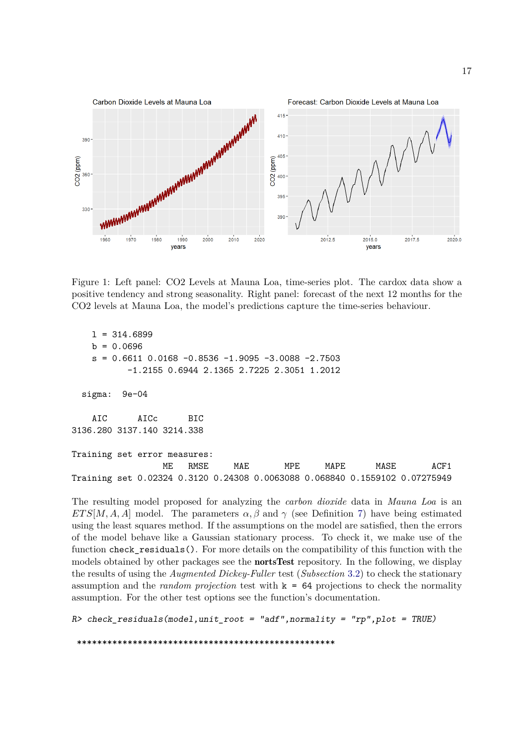Carbon Dioxide Levels at Mauna Loa

CO2 (ppm)

390
360
330

1960 1970 1980 1990 2000 2010 2020

years

Forecast: Carbon Dioxide Levels at Mauna Loa

CO2 (ppm)

415
410
405
400
395
390

2012.5 2015.0 2017.5 2020.0

years

Figure 1: Left panel: CO2 Levels at Mauna Loa, time-series plot. The cardox data show a positive tendency and strong seasonality. Right panel: forecast of the next 12 months for the CO2 levels at Mauna Loa, the model's predictions capture the time-series behaviour.

```
    l = 314.6899
    b = 0.0696
    s = 0.6611 0.0168 -0.8536 -1.9095 -3.0088 -2.7503
           -1.2155 0.6944 2.1365 2.7225 2.3051 1.2012

  sigma:   9e-04

    AIC     AICc      BIC
3136.280 3137.140 3214.338

Training set error measures:
                    ME    RMSE     MAE        MPE     MAPE      MASE       ACF1
Training set 0.02324 0.3120 0.24308 0.0063088 0.068840 0.1559102 0.07275949
```

The resulting model proposed for analyzing the *carbon dioxide* data in *Mauna Loa* is an $ETS[M, A, A]$ model. The parameters $\alpha, \beta$ and $\gamma$ (see Definition 7) have being estimated using the least squares method. If the assumptions on the model are satisfied, then the errors of the model behave like a Gaussian stationary process. To check it, we make use of the function `check_residuals()`. For more details on the compatibility of this function with the models obtained by other packages see the **nortsTest** repository. In the following, we display the results of using the *Augmented Dickey-Fuller* test (*Subsection* 3.2) to check the stationary assumption and the *random projection* test with `k = 64` projections to check the normality assumption. For the other test options see the function's documentation.

```
R> check_residuals(model,unit_root = "adf",normality = "rp",plot = TRUE)

 ****************************************************
```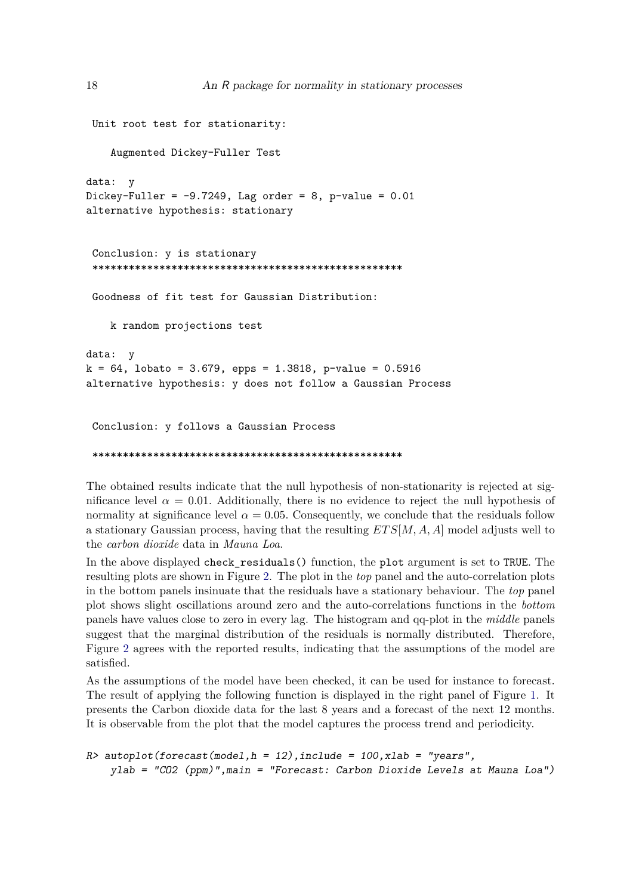```
 Unit root test for stationarity:

    Augmented Dickey-Fuller Test

data:  y
Dickey-Fuller = -9.7249, Lag order = 8, p-value = 0.01
alternative hypothesis: stationary


 Conclusion: y is stationary
 ***************************************************

 Goodness of fit test for Gaussian Distribution:

    k random projections test

data:  y
k = 64, lobato = 3.679, epps = 1.3818, p-value = 0.5916
alternative hypothesis: y does not follow a Gaussian Process


 Conclusion: y follows a Gaussian Process

 ***************************************************
```

The obtained results indicate that the null hypothesis of non-stationarity is rejected at significance level $\alpha = 0.01$. Additionally, there is no evidence to reject the null hypothesis of normality at significance level $\alpha = 0.05$. Consequently, we conclude that the residuals follow a stationary Gaussian process, having that the resulting $ETS[M, A, A]$ model adjusts well to the *carbon dioxide* data in *Mauna Loa*.

In the above displayed `check_residuals()` function, the `plot` argument is set to `TRUE`. The resulting plots are shown in Figure 2. The plot in the *top* panel and the auto-correlation plots in the bottom panels insinuate that the residuals have a stationary behaviour. The *top* panel plot shows slight oscillations around zero and the auto-correlations functions in the *bottom* panels have values close to zero in every lag. The histogram and qq-plot in the *middle* panels suggest that the marginal distribution of the residuals is normally distributed. Therefore, Figure 2 agrees with the reported results, indicating that the assumptions of the model are satisfied.

As the assumptions of the model have been checked, it can be used for instance to forecast. The result of applying the following function is displayed in the right panel of Figure 1. It presents the Carbon dioxide data for the last 8 years and a forecast of the next 12 months. It is observable from the plot that the model captures the process trend and periodicity.

```
R> autoplot(forecast(model,h = 12),include = 100,xlab = "years",
    ylab = "CO2 (ppm)",main = "Forecast: Carbon Dioxide Levels at Mauna Loa")
```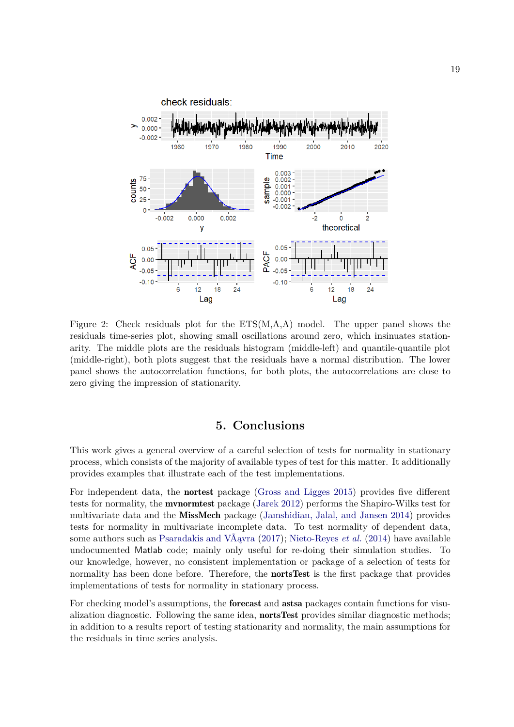check residuals:

y
0.002
0.000
-0.002
1960 1970 1980 1990 2000 2010 2020
Time

counts
75
50
25
0
-0.002 0.000 0.002
y

sample
0.003
0.002
0.001
0.000
-0.001
-0.002
-2 0 2
theoretical

ACF
0.05
0.00
-0.05
-0.10
6 12 18 24
Lag

PACF
0.05
0.00
-0.05
-0.10
6 12 18 24
Lag

Figure 2: Check residuals plot for the ETS(M,A,A) model. The upper panel shows the residuals time-series plot, showing small oscillations around zero, which insinuates stationarity. The middle plots are the residuals histogram (middle-left) and quantile-quantile plot (middle-right), both plots suggest that the residuals have a normal distribution. The lower panel shows the autocorrelation functions, for both plots, the autocorrelations are close to zero giving the impression of stationarity.

## 5. Conclusions

This work gives a general overview of a careful selection of tests for normality in stationary process, which consists of the majority of available types of test for this matter. It additionally provides examples that illustrate each of the test implementations.

For independent data, the **nortest** package (Gross and Ligges 2015) provides five different tests for normality, the **mvnormtest** package (Jarek 2012) performs the Shapiro-Wilks test for multivariate data and the **MissMech** package (Jamshidian, Jalal, and Jansen 2014) provides tests for normality in multivariate incomplete data. To test normality of dependent data, some authors such as Psaradakis and VÃąvra (2017); Nieto-Reyes *et al.* (2014) have available undocumented Matlab code; mainly only useful for re-doing their simulation studies. To our knowledge, however, no consistent implementation or package of a selection of tests for normality has been done before. Therefore, the **nortsTest** is the first package that provides implementations of tests for normality in stationary process.

For checking model's assumptions, the **forecast** and **astsa** packages contain functions for visualization diagnostic. Following the same idea, **nortsTest** provides similar diagnostic methods; in addition to a results report of testing stationarity and normality, the main assumptions for the residuals in time series analysis.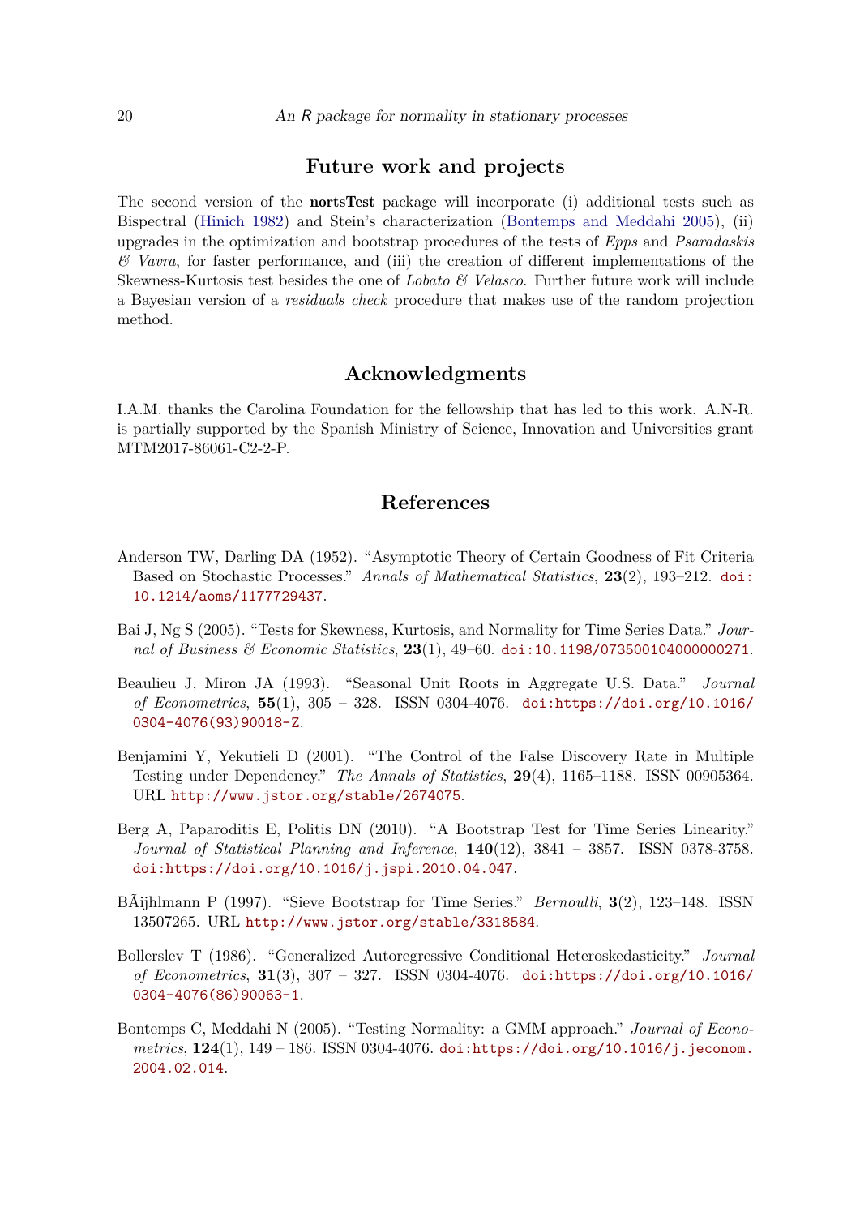## Future work and projects

The second version of the **nortsTest** package will incorporate (i) additional tests such as Bispectral (Hinich 1982) and Stein's characterization (Bontemps and Meddahi 2005), (ii) upgrades in the optimization and bootstrap procedures of the tests of *Epps* and *Psaradaskis & Vavra*, for faster performance, and (iii) the creation of different implementations of the Skewness-Kurtosis test besides the one of *Lobato & Velasco*. Further future work will include a Bayesian version of a *residuals check* procedure that makes use of the random projection method.

## Acknowledgments

I.A.M. thanks the Carolina Foundation for the fellowship that has led to this work. A.N-R. is partially supported by the Spanish Ministry of Science, Innovation and Universities grant MTM2017-86061-C2-2-P.

## References

Anderson TW, Darling DA (1952). "Asymptotic Theory of Certain Goodness of Fit Criteria Based on Stochastic Processes." *Annals of Mathematical Statistics*, **23**(2), 193–212. doi:10.1214/aoms/1177729437.

Bai J, Ng S (2005). "Tests for Skewness, Kurtosis, and Normality for Time Series Data." *Journal of Business & Economic Statistics*, **23**(1), 49–60. doi:10.1198/073500104000000271.

Beaulieu J, Miron JA (1993). "Seasonal Unit Roots in Aggregate U.S. Data." *Journal of Econometrics*, **55**(1), 305 – 328. ISSN 0304-4076. doi:https://doi.org/10.1016/0304-4076(93)90018-Z.

Benjamini Y, Yekutieli D (2001). "The Control of the False Discovery Rate in Multiple Testing under Dependency." *The Annals of Statistics*, **29**(4), 1165–1188. ISSN 00905364. URL http://www.jstor.org/stable/2674075.

Berg A, Paparoditis E, Politis DN (2010). "A Bootstrap Test for Time Series Linearity." *Journal of Statistical Planning and Inference*, **140**(12), 3841 – 3857. ISSN 0378-3758. doi:https://doi.org/10.1016/j.jspi.2010.04.047.

BÃijhlmann P (1997). "Sieve Bootstrap for Time Series." *Bernoulli*, **3**(2), 123–148. ISSN 13507265. URL http://www.jstor.org/stable/3318584.

Bollerslev T (1986). "Generalized Autoregressive Conditional Heteroskedasticity." *Journal of Econometrics*, **31**(3), 307 – 327. ISSN 0304-4076. doi:https://doi.org/10.1016/0304-4076(86)90063-1.

Bontemps C, Meddahi N (2005). "Testing Normality: a GMM approach." *Journal of Econometrics*, **124**(1), 149 – 186. ISSN 0304-4076. doi:https://doi.org/10.1016/j.jeconom.2004.02.014.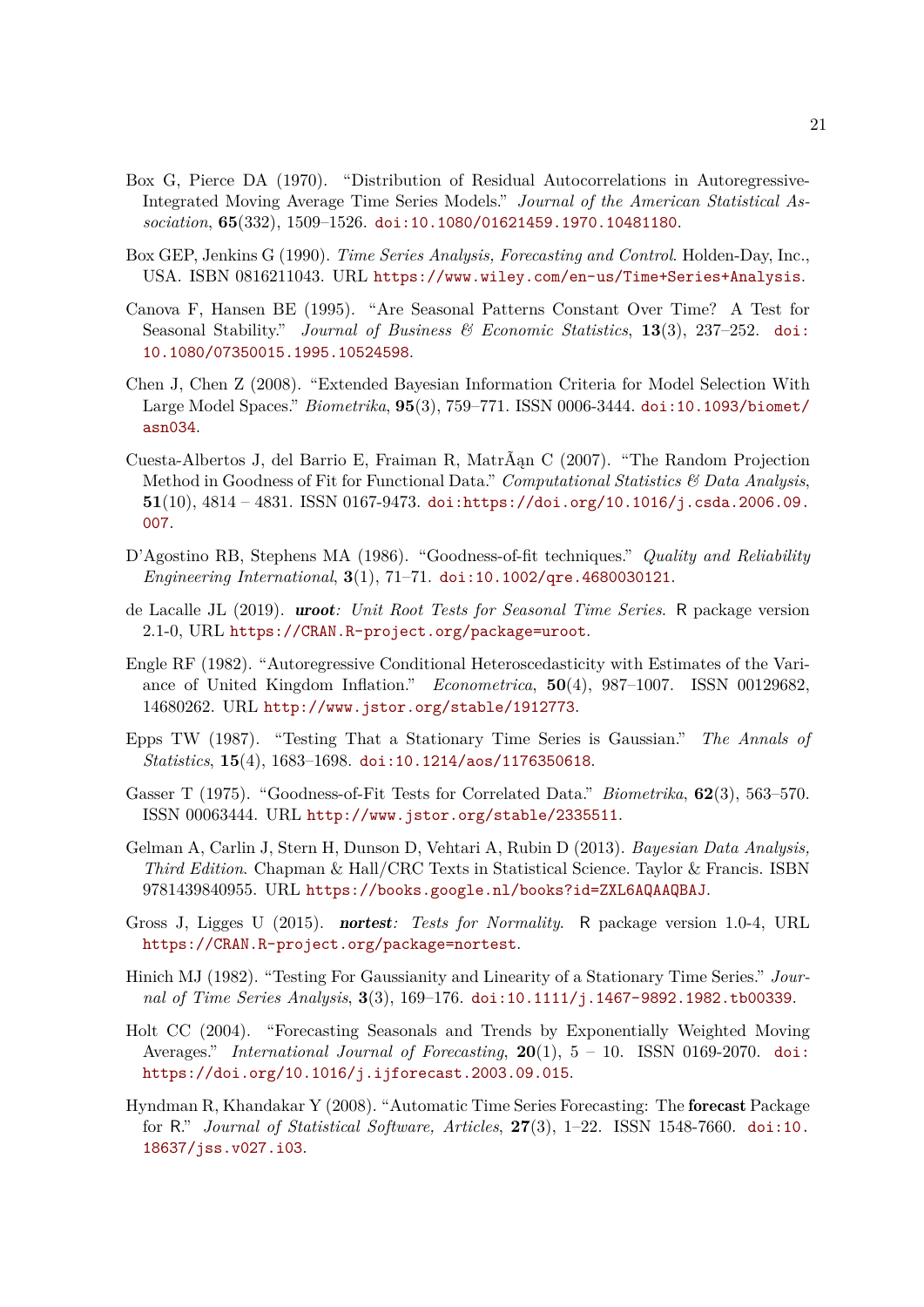Box G, Pierce DA (1970). "Distribution of Residual Autocorrelations in Autoregressive-Integrated Moving Average Time Series Models." *Journal of the American Statistical Association*, **65**(332), 1509–1526. doi:10.1080/01621459.1970.10481180.

Box GEP, Jenkins G (1990). *Time Series Analysis, Forecasting and Control*. Holden-Day, Inc., USA. ISBN 0816211043. URL https://www.wiley.com/en-us/Time+Series+Analysis.

Canova F, Hansen BE (1995). "Are Seasonal Patterns Constant Over Time? A Test for Seasonal Stability." *Journal of Business & Economic Statistics*, **13**(3), 237–252. doi:10.1080/07350015.1995.10524598.

Chen J, Chen Z (2008). "Extended Bayesian Information Criteria for Model Selection With Large Model Spaces." *Biometrika*, **95**(3), 759–771. ISSN 0006-3444. doi:10.1093/biomet/asn034.

Cuesta-Albertos J, del Barrio E, Fraiman R, MatrÃąn C (2007). "The Random Projection Method in Goodness of Fit for Functional Data." *Computational Statistics & Data Analysis*, **51**(10), 4814 – 4831. ISSN 0167-9473. doi:https://doi.org/10.1016/j.csda.2006.09.007.

D'Agostino RB, Stephens MA (1986). "Goodness-of-fit techniques." *Quality and Reliability Engineering International*, **3**(1), 71–71. doi:10.1002/qre.4680030121.

de Lacalle JL (2019). ***uroot****: Unit Root Tests for Seasonal Time Series*. R package version 2.1-0, URL https://CRAN.R-project.org/package=uroot.

Engle RF (1982). "Autoregressive Conditional Heteroscedasticity with Estimates of the Variance of United Kingdom Inflation." *Econometrica*, **50**(4), 987–1007. ISSN 00129682, 14680262. URL http://www.jstor.org/stable/1912773.

Epps TW (1987). "Testing That a Stationary Time Series is Gaussian." *The Annals of Statistics*, **15**(4), 1683–1698. doi:10.1214/aos/1176350618.

Gasser T (1975). "Goodness-of-Fit Tests for Correlated Data." *Biometrika*, **62**(3), 563–570. ISSN 00063444. URL http://www.jstor.org/stable/2335511.

Gelman A, Carlin J, Stern H, Dunson D, Vehtari A, Rubin D (2013). *Bayesian Data Analysis, Third Edition*. Chapman & Hall/CRC Texts in Statistical Science. Taylor & Francis. ISBN 9781439840955. URL https://books.google.nl/books?id=ZXL6AQAAQBAJ.

Gross J, Ligges U (2015). ***nortest****: Tests for Normality*. R package version 1.0-4, URL https://CRAN.R-project.org/package=nortest.

Hinich MJ (1982). "Testing For Gaussianity and Linearity of a Stationary Time Series." *Journal of Time Series Analysis*, **3**(3), 169–176. doi:10.1111/j.1467-9892.1982.tb00339.

Holt CC (2004). "Forecasting Seasonals and Trends by Exponentially Weighted Moving Averages." *International Journal of Forecasting*, **20**(1), 5 – 10. ISSN 0169-2070. doi:https://doi.org/10.1016/j.ijforecast.2003.09.015.

Hyndman R, Khandakar Y (2008). "Automatic Time Series Forecasting: The **forecast** Package for R." *Journal of Statistical Software, Articles*, **27**(3), 1–22. ISSN 1548-7660. doi:10.18637/jss.v027.i03.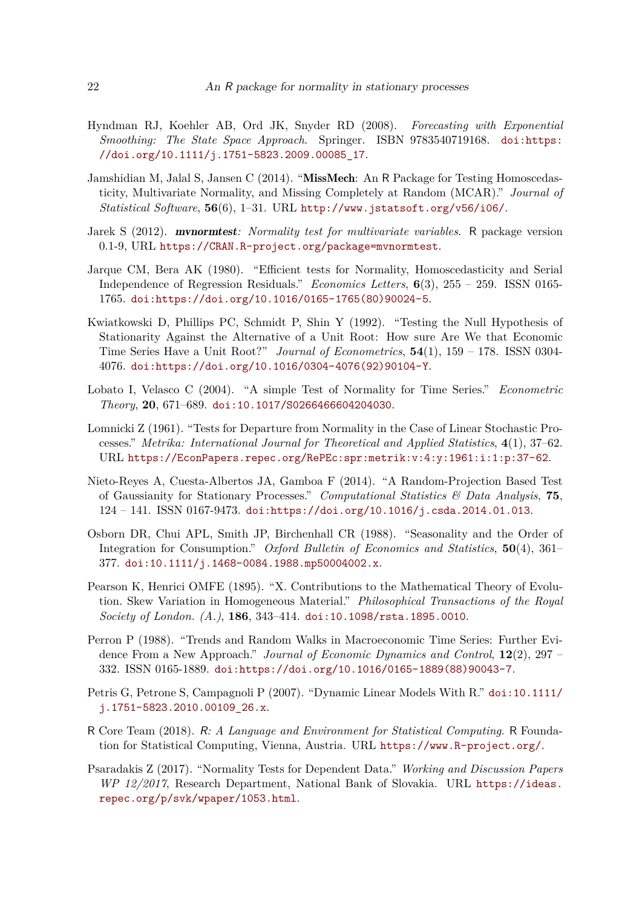Hyndman RJ, Koehler AB, Ord JK, Snyder RD (2008). *Forecasting with Exponential Smoothing: The State Space Approach*. Springer. ISBN 9783540719168. doi:https://doi.org/10.1111/j.1751-5823.2009.00085_17.

Jamshidian M, Jalal S, Jansen C (2014). "**MissMech**: An R Package for Testing Homoscedasticity, Multivariate Normality, and Missing Completely at Random (MCAR)." *Journal of Statistical Software*, **56**(6), 1–31. URL http://www.jstatsoft.org/v56/i06/.

Jarek S (2012). ***mvnormtest**: Normality test for multivariate variables*. R package version 0.1-9, URL https://CRAN.R-project.org/package=mvnormtest.

Jarque CM, Bera AK (1980). "Efficient tests for Normality, Homoscedasticity and Serial Independence of Regression Residuals." *Economics Letters*, **6**(3), 255 – 259. ISSN 0165-1765. doi:https://doi.org/10.1016/0165-1765(80)90024-5.

Kwiatkowski D, Phillips PC, Schmidt P, Shin Y (1992). "Testing the Null Hypothesis of Stationarity Against the Alternative of a Unit Root: How sure Are We that Economic Time Series Have a Unit Root?" *Journal of Econometrics*, **54**(1), 159 – 178. ISSN 0304-4076. doi:https://doi.org/10.1016/0304-4076(92)90104-Y.

Lobato I, Velasco C (2004). "A simple Test of Normality for Time Series." *Econometric Theory*, **20**, 671–689. doi:10.1017/S0266466604204030.

Lomnicki Z (1961). "Tests for Departure from Normality in the Case of Linear Stochastic Processes." *Metrika: International Journal for Theoretical and Applied Statistics*, **4**(1), 37–62. URL https://EconPapers.repec.org/RePEc:spr:metrik:v:4:y:1961:i:1:p:37-62.

Nieto-Reyes A, Cuesta-Albertos JA, Gamboa F (2014). "A Random-Projection Based Test of Gaussianity for Stationary Processes." *Computational Statistics & Data Analysis*, **75**, 124 – 141. ISSN 0167-9473. doi:https://doi.org/10.1016/j.csda.2014.01.013.

Osborn DR, Chui APL, Smith JP, Birchenhall CR (1988). "Seasonality and the Order of Integration for Consumption." *Oxford Bulletin of Economics and Statistics*, **50**(4), 361–377. doi:10.1111/j.1468-0084.1988.mp50004002.x.

Pearson K, Henrici OMFE (1895). "X. Contributions to the Mathematical Theory of Evolution. Skew Variation in Homogeneous Material." *Philosophical Transactions of the Royal Society of London. (A.)*, **186**, 343–414. doi:10.1098/rsta.1895.0010.

Perron P (1988). "Trends and Random Walks in Macroeconomic Time Series: Further Evidence From a New Approach." *Journal of Economic Dynamics and Control*, **12**(2), 297 – 332. ISSN 0165-1889. doi:https://doi.org/10.1016/0165-1889(88)90043-7.

Petris G, Petrone S, Campagnoli P (2007). "Dynamic Linear Models With R." doi:10.1111/j.1751-5823.2010.00109_26.x.

R Core Team (2018). *R: A Language and Environment for Statistical Computing*. R Foundation for Statistical Computing, Vienna, Austria. URL https://www.R-project.org/.

Psaradakis Z (2017). "Normality Tests for Dependent Data." *Working and Discussion Papers WP 12/2017*, Research Department, National Bank of Slovakia. URL https://ideas.repec.org/p/svk/wpaper/1053.html.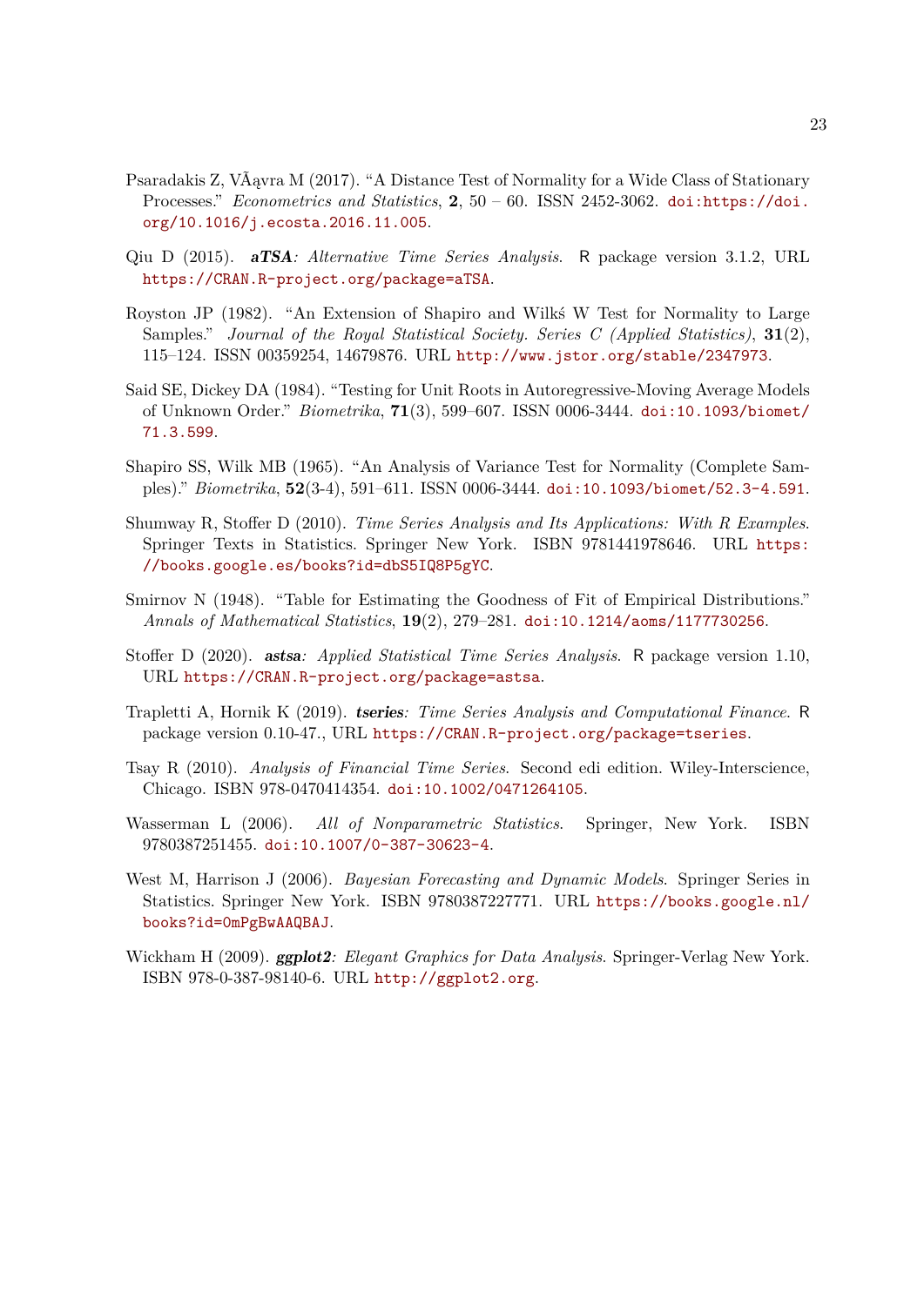Psaradakis Z, VÃąvra M (2017). "A Distance Test of Normality for a Wide Class of Stationary Processes." *Econometrics and Statistics*, **2**, 50 – 60. ISSN 2452-3062. doi:https://doi.org/10.1016/j.ecosta.2016.11.005.

Qiu D (2015). ***aTSA**: Alternative Time Series Analysis*. R package version 3.1.2, URL https://CRAN.R-project.org/package=aTSA.

Royston JP (1982). "An Extension of Shapiro and Wilkś W Test for Normality to Large Samples." *Journal of the Royal Statistical Society. Series C (Applied Statistics)*, **31**(2), 115–124. ISSN 00359254, 14679876. URL http://www.jstor.org/stable/2347973.

Said SE, Dickey DA (1984). "Testing for Unit Roots in Autoregressive-Moving Average Models of Unknown Order." *Biometrika*, **71**(3), 599–607. ISSN 0006-3444. doi:10.1093/biomet/71.3.599.

Shapiro SS, Wilk MB (1965). "An Analysis of Variance Test for Normality (Complete Samples)." *Biometrika*, **52**(3-4), 591–611. ISSN 0006-3444. doi:10.1093/biomet/52.3-4.591.

Shumway R, Stoffer D (2010). *Time Series Analysis and Its Applications: With R Examples*. Springer Texts in Statistics. Springer New York. ISBN 9781441978646. URL https://books.google.es/books?id=dbS5IQ8P5gYC.

Smirnov N (1948). "Table for Estimating the Goodness of Fit of Empirical Distributions." *Annals of Mathematical Statistics*, **19**(2), 279–281. doi:10.1214/aoms/1177730256.

Stoffer D (2020). ***astsa**: Applied Statistical Time Series Analysis*. R package version 1.10, URL https://CRAN.R-project.org/package=astsa.

Trapletti A, Hornik K (2019). ***tseries**: Time Series Analysis and Computational Finance*. R package version 0.10-47., URL https://CRAN.R-project.org/package=tseries.

Tsay R (2010). *Analysis of Financial Time Series*. Second edi edition. Wiley-Interscience, Chicago. ISBN 978-0470414354. doi:10.1002/0471264105.

Wasserman L (2006). *All of Nonparametric Statistics*. Springer, New York. ISBN 9780387251455. doi:10.1007/0-387-30623-4.

West M, Harrison J (2006). *Bayesian Forecasting and Dynamic Models*. Springer Series in Statistics. Springer New York. ISBN 9780387227771. URL https://books.google.nl/books?id=0mPgBwAAQBAJ.

Wickham H (2009). ***ggplot2**: Elegant Graphics for Data Analysis*. Springer-Verlag New York. ISBN 978-0-387-98140-6. URL http://ggplot2.org.